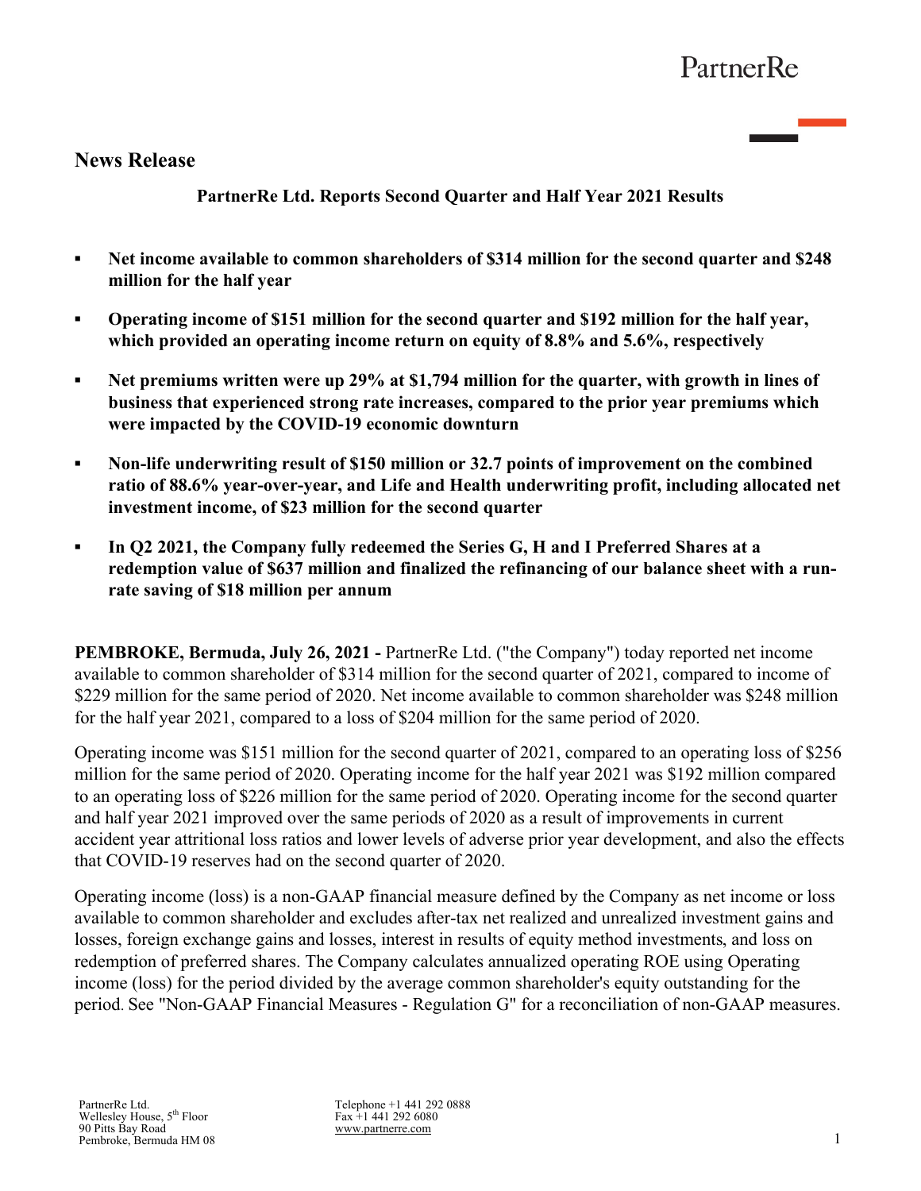PartnerRe

# News Release

## PartnerRe Ltd. Reports Second Quarter and Half Year 2021 Results

- **Net income available to common shareholders of $314 million for the second quarter and $248 million for the half year**
- **Operating income of $151 million for the second quarter and $192 million for the half year, which provided an operating income return on equity of 8.8% and 5.6%, respectively**
- **Net premiums written were up 29% at $1,794 million for the quarter, with growth in lines of business that experienced strong rate increases, compared to the prior year premiums which were impacted by the COVID-19 economic downturn**
- **Non-life underwriting result of $150 million or 32.7 points of improvement on the combined ratio of 88.6% year-over-year, and Life and Health underwriting profit, including allocated net investment income, of $23 million for the second quarter**
- **In Q2 2021, the Company fully redeemed the Series G, H and I Preferred Shares at a redemption value of $637 million and finalized the refinancing of our balance sheet with a run-rate saving of $18 million per annum**

**PEMBROKE, Bermuda, July 26, 2021 -** PartnerRe Ltd. ("the Company") today reported net income available to common shareholder of $314 million for the second quarter of 2021, compared to income of $229 million for the same period of 2020. Net income available to common shareholder was $248 million for the half year 2021, compared to a loss of $204 million for the same period of 2020.

Operating income was $151 million for the second quarter of 2021, compared to an operating loss of $256 million for the same period of 2020. Operating income for the half year 2021 was $192 million compared to an operating loss of $226 million for the same period of 2020. Operating income for the second quarter and half year 2021 improved over the same periods of 2020 as a result of improvements in current accident year attritional loss ratios and lower levels of adverse prior year development, and also the effects that COVID-19 reserves had on the second quarter of 2020.

Operating income (loss) is a non-GAAP financial measure defined by the Company as net income or loss available to common shareholder and excludes after-tax net realized and unrealized investment gains and losses, foreign exchange gains and losses, interest in results of equity method investments, and loss on redemption of preferred shares. The Company calculates annualized operating ROE using Operating income (loss) for the period divided by the average common shareholder's equity outstanding for the period. See "Non-GAAP Financial Measures - Regulation G" for a reconciliation of non-GAAP measures.

PartnerRe Ltd.
Wellesley House, 5th Floor
90 Pitts Bay Road
Pembroke, Bermuda HM 08

Telephone +1 441 292 0888
Fax +1 441 292 6080
www.partnerre.com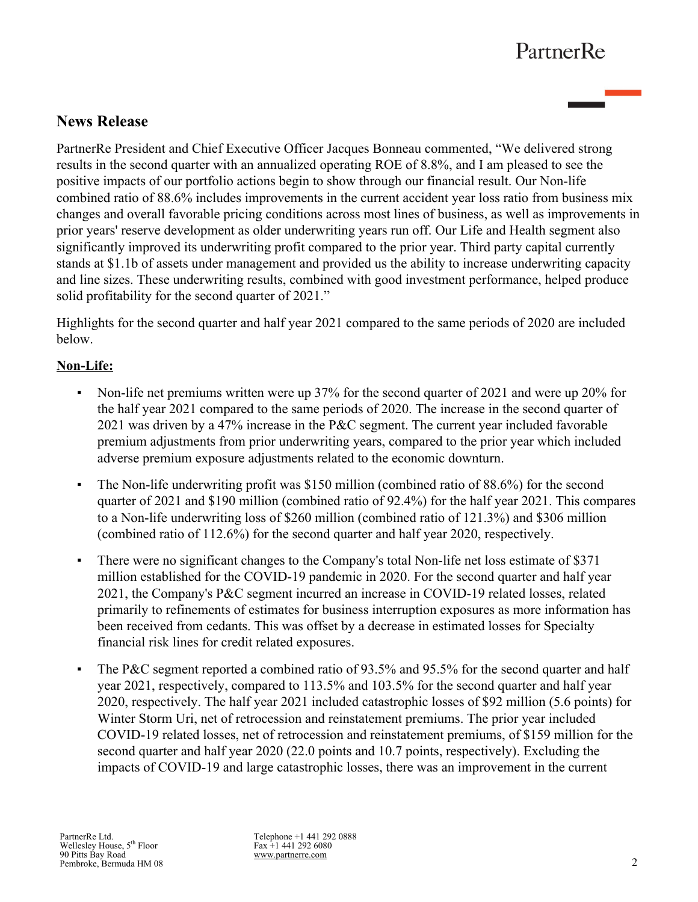## News Release

PartnerRe President and Chief Executive Officer Jacques Bonneau commented, "We delivered strong results in the second quarter with an annualized operating ROE of 8.8%, and I am pleased to see the positive impacts of our portfolio actions begin to show through our financial result. Our Non-life combined ratio of 88.6% includes improvements in the current accident year loss ratio from business mix changes and overall favorable pricing conditions across most lines of business, as well as improvements in prior years' reserve development as older underwriting years run off. Our Life and Health segment also significantly improved its underwriting profit compared to the prior year. Third party capital currently stands at $1.1b of assets under management and provided us the ability to increase underwriting capacity and line sizes. These underwriting results, combined with good investment performance, helped produce solid profitability for the second quarter of 2021."

Highlights for the second quarter and half year 2021 compared to the same periods of 2020 are included below.

**Non-Life:**

- Non-life net premiums written were up 37% for the second quarter of 2021 and were up 20% for the half year 2021 compared to the same periods of 2020. The increase in the second quarter of 2021 was driven by a 47% increase in the P&C segment. The current year included favorable premium adjustments from prior underwriting years, compared to the prior year which included adverse premium exposure adjustments related to the economic downturn.
- The Non-life underwriting profit was $150 million (combined ratio of 88.6%) for the second quarter of 2021 and $190 million (combined ratio of 92.4%) for the half year 2021. This compares to a Non-life underwriting loss of $260 million (combined ratio of 121.3%) and $306 million (combined ratio of 112.6%) for the second quarter and half year 2020, respectively.
- There were no significant changes to the Company's total Non-life net loss estimate of $371 million established for the COVID-19 pandemic in 2020. For the second quarter and half year 2021, the Company's P&C segment incurred an increase in COVID-19 related losses, related primarily to refinements of estimates for business interruption exposures as more information has been received from cedants. This was offset by a decrease in estimated losses for Specialty financial risk lines for credit related exposures.
- The P&C segment reported a combined ratio of 93.5% and 95.5% for the second quarter and half year 2021, respectively, compared to 113.5% and 103.5% for the second quarter and half year 2020, respectively. The half year 2021 included catastrophic losses of $92 million (5.6 points) for Winter Storm Uri, net of retrocession and reinstatement premiums. The prior year included COVID-19 related losses, net of retrocession and reinstatement premiums, of $159 million for the second quarter and half year 2020 (22.0 points and 10.7 points, respectively). Excluding the impacts of COVID-19 and large catastrophic losses, there was an improvement in the current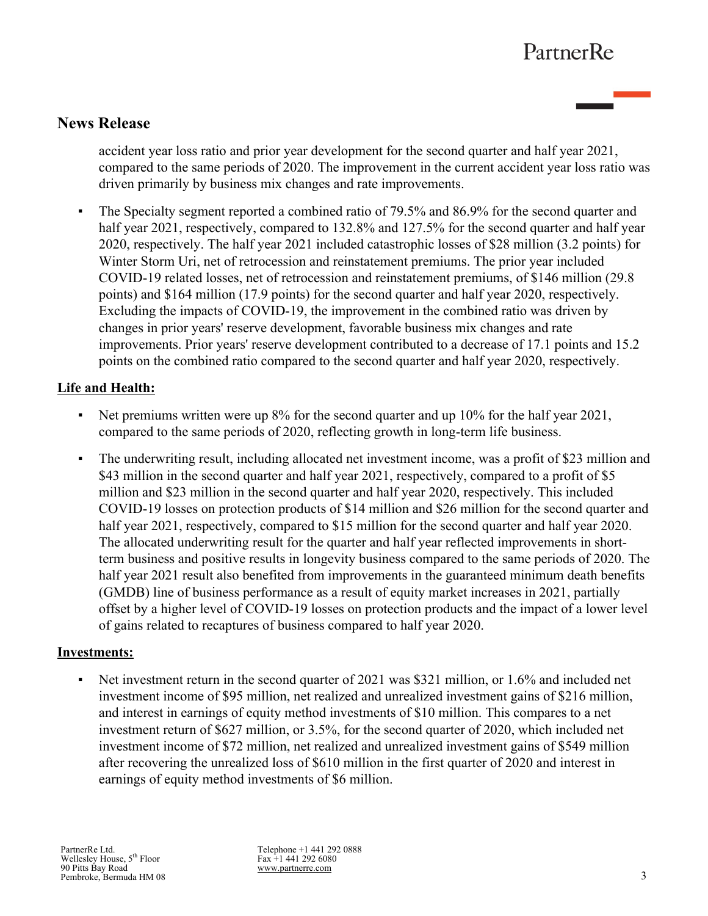## News Release

accident year loss ratio and prior year development for the second quarter and half year 2021, compared to the same periods of 2020. The improvement in the current accident year loss ratio was driven primarily by business mix changes and rate improvements.

- The Specialty segment reported a combined ratio of 79.5% and 86.9% for the second quarter and half year 2021, respectively, compared to 132.8% and 127.5% for the second quarter and half year 2020, respectively. The half year 2021 included catastrophic losses of $28 million (3.2 points) for Winter Storm Uri, net of retrocession and reinstatement premiums. The prior year included COVID-19 related losses, net of retrocession and reinstatement premiums, of $146 million (29.8 points) and $164 million (17.9 points) for the second quarter and half year 2020, respectively. Excluding the impacts of COVID-19, the improvement in the combined ratio was driven by changes in prior years' reserve development, favorable business mix changes and rate improvements. Prior years' reserve development contributed to a decrease of 17.1 points and 15.2 points on the combined ratio compared to the second quarter and half year 2020, respectively.

**Life and Health:**

- Net premiums written were up 8% for the second quarter and up 10% for the half year 2021, compared to the same periods of 2020, reflecting growth in long-term life business.
- The underwriting result, including allocated net investment income, was a profit of $23 million and $43 million in the second quarter and half year 2021, respectively, compared to a profit of $5 million and $23 million in the second quarter and half year 2020, respectively. This included COVID-19 losses on protection products of $14 million and $26 million for the second quarter and half year 2021, respectively, compared to $15 million for the second quarter and half year 2020. The allocated underwriting result for the quarter and half year reflected improvements in short-term business and positive results in longevity business compared to the same periods of 2020. The half year 2021 result also benefited from improvements in the guaranteed minimum death benefits (GMDB) line of business performance as a result of equity market increases in 2021, partially offset by a higher level of COVID-19 losses on protection products and the impact of a lower level of gains related to recaptures of business compared to half year 2020.

**Investments:**

- Net investment return in the second quarter of 2021 was $321 million, or 1.6% and included net investment income of $95 million, net realized and unrealized investment gains of $216 million, and interest in earnings of equity method investments of $10 million. This compares to a net investment return of $627 million, or 3.5%, for the second quarter of 2020, which included net investment income of $72 million, net realized and unrealized investment gains of $549 million after recovering the unrealized loss of $610 million in the first quarter of 2020 and interest in earnings of equity method investments of $6 million.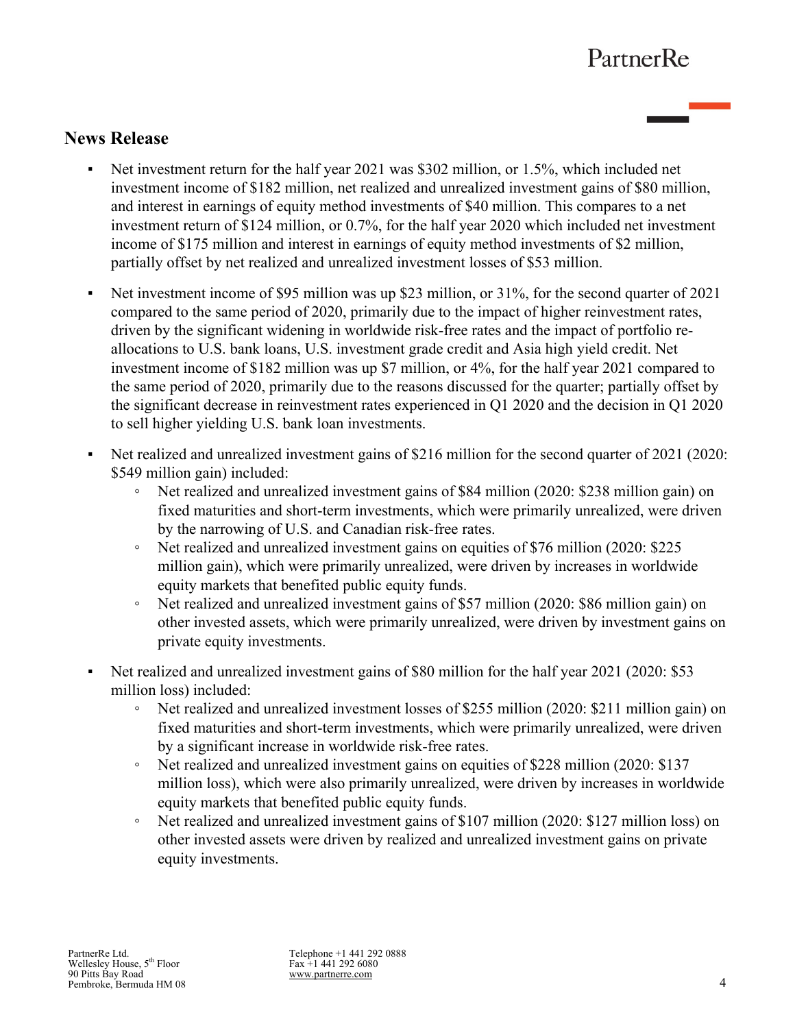## News Release

- Net investment return for the half year 2021 was $302 million, or 1.5%, which included net investment income of $182 million, net realized and unrealized investment gains of $80 million, and interest in earnings of equity method investments of $40 million. This compares to a net investment return of $124 million, or 0.7%, for the half year 2020 which included net investment income of $175 million and interest in earnings of equity method investments of $2 million, partially offset by net realized and unrealized investment losses of $53 million.

- Net investment income of $95 million was up $23 million, or 31%, for the second quarter of 2021 compared to the same period of 2020, primarily due to the impact of higher reinvestment rates, driven by the significant widening in worldwide risk-free rates and the impact of portfolio re-allocations to U.S. bank loans, U.S. investment grade credit and Asia high yield credit. Net investment income of $182 million was up $7 million, or 4%, for the half year 2021 compared to the same period of 2020, primarily due to the reasons discussed for the quarter; partially offset by the significant decrease in reinvestment rates experienced in Q1 2020 and the decision in Q1 2020 to sell higher yielding U.S. bank loan investments.

- Net realized and unrealized investment gains of $216 million for the second quarter of 2021 (2020: $549 million gain) included:
    - Net realized and unrealized investment gains of $84 million (2020: $238 million gain) on fixed maturities and short-term investments, which were primarily unrealized, were driven by the narrowing of U.S. and Canadian risk-free rates.
    - Net realized and unrealized investment gains on equities of $76 million (2020: $225 million gain), which were primarily unrealized, were driven by increases in worldwide equity markets that benefited public equity funds.
    - Net realized and unrealized investment gains of $57 million (2020: $86 million gain) on other invested assets, which were primarily unrealized, were driven by investment gains on private equity investments.

- Net realized and unrealized investment gains of $80 million for the half year 2021 (2020: $53 million loss) included:
    - Net realized and unrealized investment losses of $255 million (2020: $211 million gain) on fixed maturities and short-term investments, which were primarily unrealized, were driven by a significant increase in worldwide risk-free rates.
    - Net realized and unrealized investment gains on equities of $228 million (2020: $137 million loss), which were also primarily unrealized, were driven by increases in worldwide equity markets that benefited public equity funds.
    - Net realized and unrealized investment gains of $107 million (2020: $127 million loss) on other invested assets were driven by realized and unrealized investment gains on private equity investments.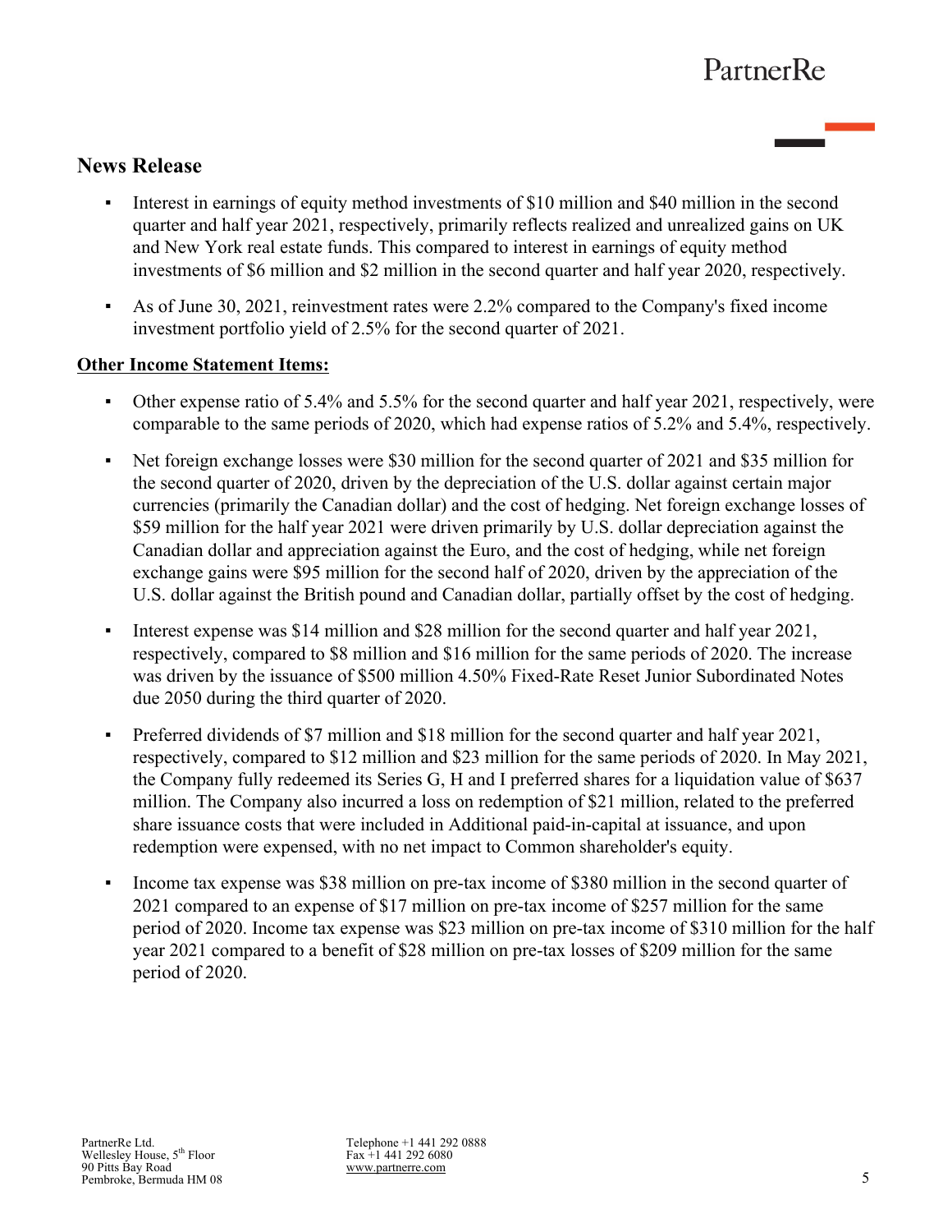## News Release

- Interest in earnings of equity method investments of $10 million and $40 million in the second quarter and half year 2021, respectively, primarily reflects realized and unrealized gains on UK and New York real estate funds. This compared to interest in earnings of equity method investments of $6 million and $2 million in the second quarter and half year 2020, respectively.
- As of June 30, 2021, reinvestment rates were 2.2% compared to the Company's fixed income investment portfolio yield of 2.5% for the second quarter of 2021.

**Other Income Statement Items:**

- Other expense ratio of 5.4% and 5.5% for the second quarter and half year 2021, respectively, were comparable to the same periods of 2020, which had expense ratios of 5.2% and 5.4%, respectively.
- Net foreign exchange losses were $30 million for the second quarter of 2021 and $35 million for the second quarter of 2020, driven by the depreciation of the U.S. dollar against certain major currencies (primarily the Canadian dollar) and the cost of hedging. Net foreign exchange losses of $59 million for the half year 2021 were driven primarily by U.S. dollar depreciation against the Canadian dollar and appreciation against the Euro, and the cost of hedging, while net foreign exchange gains were $95 million for the second half of 2020, driven by the appreciation of the U.S. dollar against the British pound and Canadian dollar, partially offset by the cost of hedging.
- Interest expense was $14 million and $28 million for the second quarter and half year 2021, respectively, compared to $8 million and $16 million for the same periods of 2020. The increase was driven by the issuance of $500 million 4.50% Fixed-Rate Reset Junior Subordinated Notes due 2050 during the third quarter of 2020.
- Preferred dividends of $7 million and $18 million for the second quarter and half year 2021, respectively, compared to $12 million and $23 million for the same periods of 2020. In May 2021, the Company fully redeemed its Series G, H and I preferred shares for a liquidation value of $637 million. The Company also incurred a loss on redemption of $21 million, related to the preferred share issuance costs that were included in Additional paid-in-capital at issuance, and upon redemption were expensed, with no net impact to Common shareholder's equity.
- Income tax expense was $38 million on pre-tax income of $380 million in the second quarter of 2021 compared to an expense of $17 million on pre-tax income of $257 million for the same period of 2020. Income tax expense was $23 million on pre-tax income of $310 million for the half year 2021 compared to a benefit of $28 million on pre-tax losses of $209 million for the same period of 2020.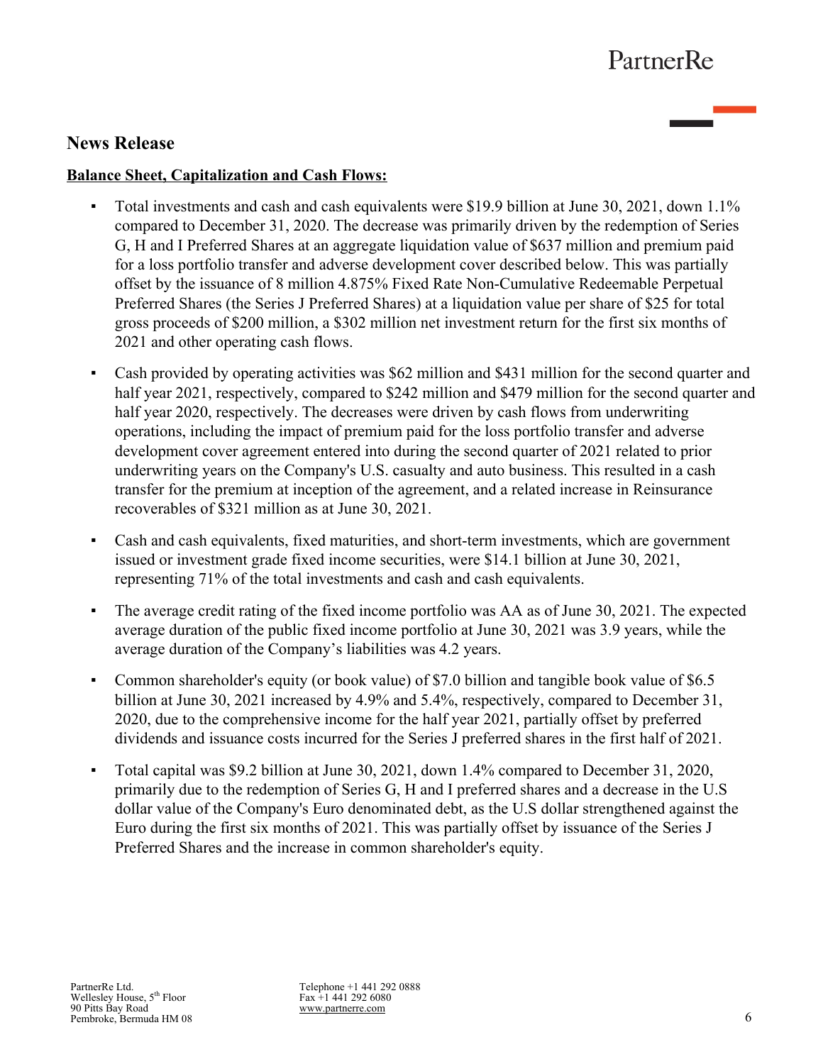## News Release

**Balance Sheet, Capitalization and Cash Flows:**

- Total investments and cash and cash equivalents were $19.9 billion at June 30, 2021, down 1.1% compared to December 31, 2020. The decrease was primarily driven by the redemption of Series G, H and I Preferred Shares at an aggregate liquidation value of $637 million and premium paid for a loss portfolio transfer and adverse development cover described below. This was partially offset by the issuance of 8 million 4.875% Fixed Rate Non-Cumulative Redeemable Perpetual Preferred Shares (the Series J Preferred Shares) at a liquidation value per share of $25 for total gross proceeds of $200 million, a $302 million net investment return for the first six months of 2021 and other operating cash flows.

- Cash provided by operating activities was $62 million and $431 million for the second quarter and half year 2021, respectively, compared to $242 million and $479 million for the second quarter and half year 2020, respectively. The decreases were driven by cash flows from underwriting operations, including the impact of premium paid for the loss portfolio transfer and adverse development cover agreement entered into during the second quarter of 2021 related to prior underwriting years on the Company's U.S. casualty and auto business. This resulted in a cash transfer for the premium at inception of the agreement, and a related increase in Reinsurance recoverables of $321 million as at June 30, 2021.

- Cash and cash equivalents, fixed maturities, and short-term investments, which are government issued or investment grade fixed income securities, were $14.1 billion at June 30, 2021, representing 71% of the total investments and cash and cash equivalents.

- The average credit rating of the fixed income portfolio was AA as of June 30, 2021. The expected average duration of the public fixed income portfolio at June 30, 2021 was 3.9 years, while the average duration of the Company's liabilities was 4.2 years.

- Common shareholder's equity (or book value) of $7.0 billion and tangible book value of $6.5 billion at June 30, 2021 increased by 4.9% and 5.4%, respectively, compared to December 31, 2020, due to the comprehensive income for the half year 2021, partially offset by preferred dividends and issuance costs incurred for the Series J preferred shares in the first half of 2021.

- Total capital was $9.2 billion at June 30, 2021, down 1.4% compared to December 31, 2020, primarily due to the redemption of Series G, H and I preferred shares and a decrease in the U.S dollar value of the Company's Euro denominated debt, as the U.S dollar strengthened against the Euro during the first six months of 2021. This was partially offset by issuance of the Series J Preferred Shares and the increase in common shareholder's equity.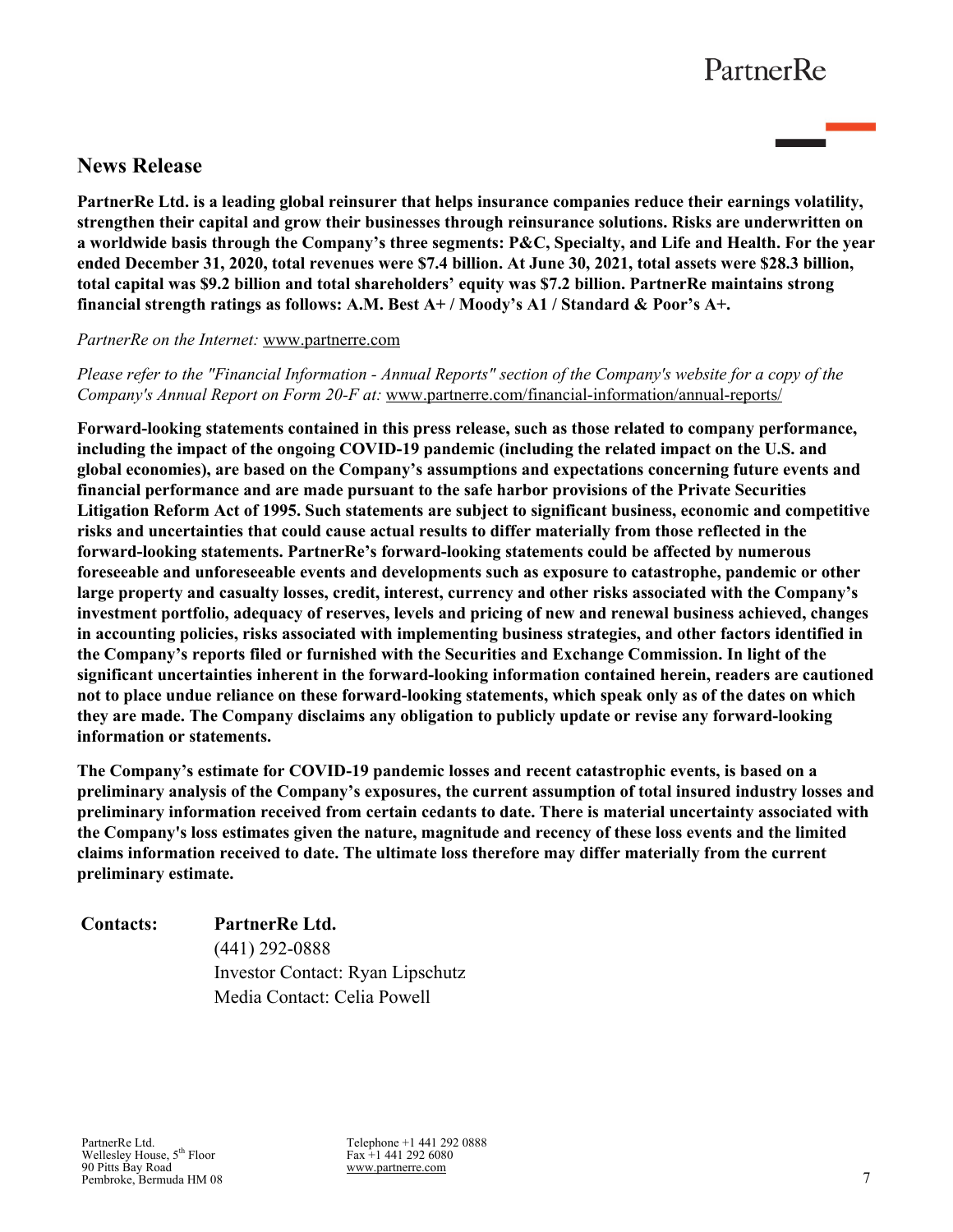## News Release

**PartnerRe Ltd. is a leading global reinsurer that helps insurance companies reduce their earnings volatility, strengthen their capital and grow their businesses through reinsurance solutions. Risks are underwritten on a worldwide basis through the Company's three segments: P&C, Specialty, and Life and Health. For the year ended December 31, 2020, total revenues were $7.4 billion. At June 30, 2021, total assets were $28.3 billion, total capital was $9.2 billion and total shareholders' equity was $7.2 billion. PartnerRe maintains strong financial strength ratings as follows: A.M. Best A+ / Moody's A1 / Standard & Poor's A+.**

*PartnerRe on the Internet:* www.partnerre.com

*Please refer to the "Financial Information - Annual Reports" section of the Company's website for a copy of the Company's Annual Report on Form 20-F at:* www.partnerre.com/financial-information/annual-reports/

**Forward-looking statements contained in this press release, such as those related to company performance, including the impact of the ongoing COVID-19 pandemic (including the related impact on the U.S. and global economies), are based on the Company's assumptions and expectations concerning future events and financial performance and are made pursuant to the safe harbor provisions of the Private Securities Litigation Reform Act of 1995. Such statements are subject to significant business, economic and competitive risks and uncertainties that could cause actual results to differ materially from those reflected in the forward-looking statements. PartnerRe's forward-looking statements could be affected by numerous foreseeable and unforeseeable events and developments such as exposure to catastrophe, pandemic or other large property and casualty losses, credit, interest, currency and other risks associated with the Company's investment portfolio, adequacy of reserves, levels and pricing of new and renewal business achieved, changes in accounting policies, risks associated with implementing business strategies, and other factors identified in the Company's reports filed or furnished with the Securities and Exchange Commission. In light of the significant uncertainties inherent in the forward-looking information contained herein, readers are cautioned not to place undue reliance on these forward-looking statements, which speak only as of the dates on which they are made. The Company disclaims any obligation to publicly update or revise any forward-looking information or statements.**

**The Company's estimate for COVID-19 pandemic losses and recent catastrophic events, is based on a preliminary analysis of the Company's exposures, the current assumption of total insured industry losses and preliminary information received from certain cedants to date. There is material uncertainty associated with the Company's loss estimates given the nature, magnitude and recency of these loss events and the limited claims information received to date. The ultimate loss therefore may differ materially from the current preliminary estimate.**

**Contacts:** **PartnerRe Ltd.**
(441) 292-0888
Investor Contact: Ryan Lipschutz
Media Contact: Celia Powell

PartnerRe Ltd.
Wellesley House, 5th Floor
90 Pitts Bay Road
Pembroke, Bermuda HM 08

Telephone +1 441 292 0888
Fax +1 441 292 6080
www.partnerre.com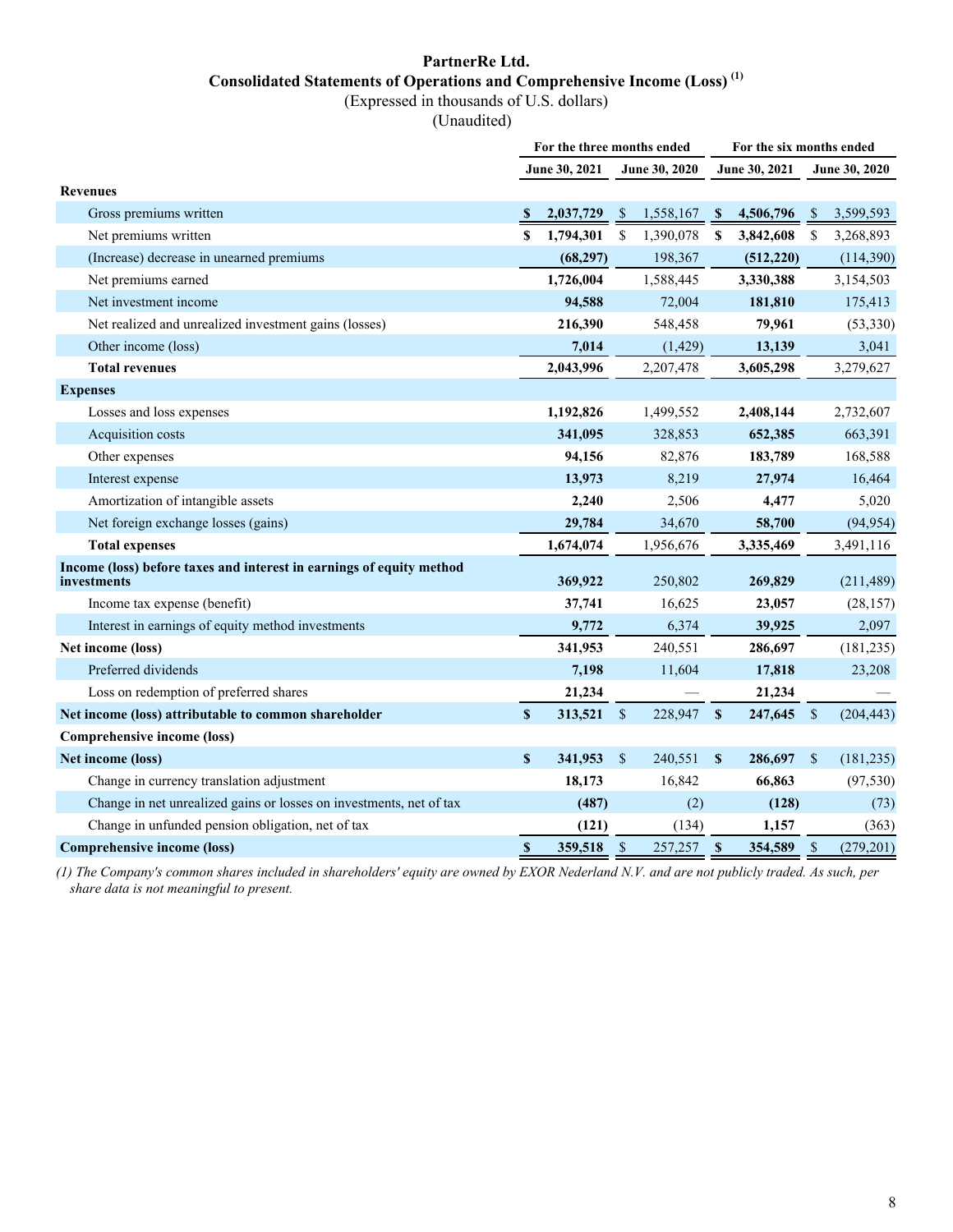# PartnerRe Ltd.

## Consolidated Statements of Operations and Comprehensive Income (Loss) [(1)]

(Expressed in thousands of U.S. dollars)

(Unaudited)

| | For the three months ended | | For the six months ended | |
|---|---|---|---|---|
| | June 30, 2021 | June 30, 2020 | June 30, 2021 | June 30, 2020 |
| **Revenues** | | | | |
| Gross premiums written | **$ 2,037,729** | $ 1,558,167 | **$ 4,506,796** | $ 3,599,593 |
| Net premiums written | **$ 1,794,301** | $ 1,390,078 | **$ 3,842,608** | $ 3,268,893 |
| (Increase) decrease in unearned premiums | **(68,297)** | 198,367 | **(512,220)** | (114,390) |
| Net premiums earned | **1,726,004** | 1,588,445 | **3,330,388** | 3,154,503 |
| Net investment income | **94,588** | 72,004 | **181,810** | 175,413 |
| Net realized and unrealized investment gains (losses) | **216,390** | 548,458 | **79,961** | (53,330) |
| Other income (loss) | **7,014** | (1,429) | **13,139** | 3,041 |
| **Total revenues** | **2,043,996** | 2,207,478 | **3,605,298** | 3,279,627 |
| **Expenses** | | | | |
| Losses and loss expenses | **1,192,826** | 1,499,552 | **2,408,144** | 2,732,607 |
| Acquisition costs | **341,095** | 328,853 | **652,385** | 663,391 |
| Other expenses | **94,156** | 82,876 | **183,789** | 168,588 |
| Interest expense | **13,973** | 8,219 | **27,974** | 16,464 |
| Amortization of intangible assets | **2,240** | 2,506 | **4,477** | 5,020 |
| Net foreign exchange losses (gains) | **29,784** | 34,670 | **58,700** | (94,954) |
| **Total expenses** | **1,674,074** | 1,956,676 | **3,335,469** | 3,491,116 |
| **Income (loss) before taxes and interest in earnings of equity method investments** | **369,922** | 250,802 | **269,829** | (211,489) |
| Income tax expense (benefit) | **37,741** | 16,625 | **23,057** | (28,157) |
| Interest in earnings of equity method investments | **9,772** | 6,374 | **39,925** | 2,097 |
| **Net income (loss)** | **341,953** | 240,551 | **286,697** | (181,235) |
| Preferred dividends | **7,198** | 11,604 | **17,818** | 23,208 |
| Loss on redemption of preferred shares | **21,234** | — | **21,234** | — |
| **Net income (loss) attributable to common shareholder** | **$ 313,521** | $ 228,947 | **$ 247,645** | $ (204,443) |
| **Comprehensive income (loss)** | | | | |
| **Net income (loss)** | **$ 341,953** | $ 240,551 | **$ 286,697** | $ (181,235) |
| Change in currency translation adjustment | **18,173** | 16,842 | **66,863** | (97,530) |
| Change in net unrealized gains or losses on investments, net of tax | **(487)** | (2) | **(128)** | (73) |
| Change in unfunded pension obligation, net of tax | **(121)** | (134) | **1,157** | (363) |
| **Comprehensive income (loss)** | **$ 359,518** | $ 257,257 | **$ 354,589** | $ (279,201) |

*(1) The Company's common shares included in shareholders' equity are owned by EXOR Nederland N.V. and are not publicly traded. As such, per share data is not meaningful to present.*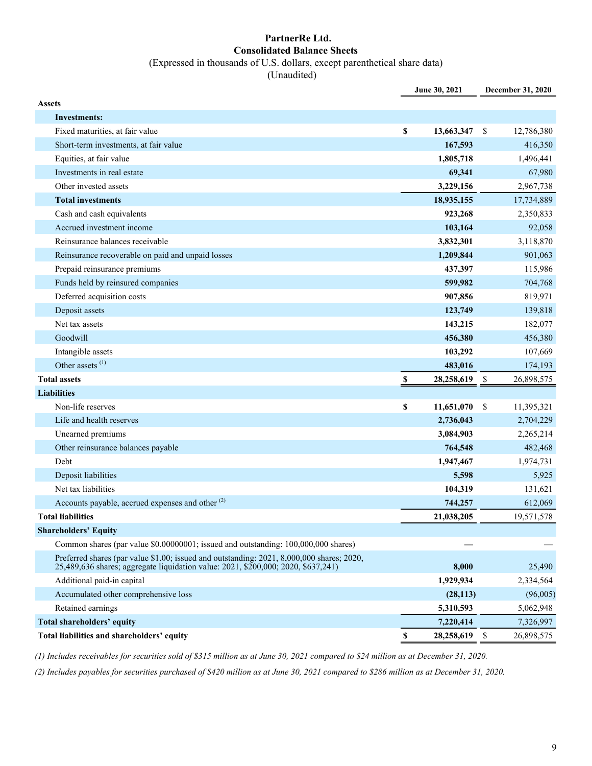# PartnerRe Ltd.

## Consolidated Balance Sheets

(Expressed in thousands of U.S. dollars, except parenthetical share data)

(Unaudited)

| | June 30, 2021 | December 31, 2020 |
|---|---|---|
| **Assets** | | |
| **Investments:** | | |
| Fixed maturities, at fair value | **$ 13,663,347** | $ 12,786,380 |
| Short-term investments, at fair value | **167,593** | 416,350 |
| Equities, at fair value | **1,805,718** | 1,496,441 |
| Investments in real estate | **69,341** | 67,980 |
| Other invested assets | **3,229,156** | 2,967,738 |
| **Total investments** | **18,935,155** | 17,734,889 |
| Cash and cash equivalents | **923,268** | 2,350,833 |
| Accrued investment income | **103,164** | 92,058 |
| Reinsurance balances receivable | **3,832,301** | 3,118,870 |
| Reinsurance recoverable on paid and unpaid losses | **1,209,844** | 901,063 |
| Prepaid reinsurance premiums | **437,397** | 115,986 |
| Funds held by reinsured companies | **599,982** | 704,768 |
| Deferred acquisition costs | **907,856** | 819,971 |
| Deposit assets | **123,749** | 139,818 |
| Net tax assets | **143,215** | 182,077 |
| Goodwill | **456,380** | 456,380 |
| Intangible assets | **103,292** | 107,669 |
| Other assets [(1)] | **483,016** | 174,193 |
| **Total assets** | **$ 28,258,619** | $ 26,898,575 |
| **Liabilities** | | |
| Non-life reserves | **$ 11,651,070** | $ 11,395,321 |
| Life and health reserves | **2,736,043** | 2,704,229 |
| Unearned premiums | **3,084,903** | 2,265,214 |
| Other reinsurance balances payable | **764,548** | 482,468 |
| Debt | **1,947,467** | 1,974,731 |
| Deposit liabilities | **5,598** | 5,925 |
| Net tax liabilities | **104,319** | 131,621 |
| Accounts payable, accrued expenses and other [(2)] | **744,257** | 612,069 |
| **Total liabilities** | **21,038,205** | 19,571,578 |
| **Shareholders' Equity** | | |
| Common shares (par value $0.00000001; issued and outstanding: 100,000,000 shares) | **—** | — |
| Preferred shares (par value $1.00; issued and outstanding: 2021, 8,000,000 shares; 2020, 25,489,636 shares; aggregate liquidation value: 2021, $200,000; 2020, $637,241) | **8,000** | 25,490 |
| Additional paid-in capital | **1,929,934** | 2,334,564 |
| Accumulated other comprehensive loss | **(28,113)** | (96,005) |
| Retained earnings | **5,310,593** | 5,062,948 |
| **Total shareholders' equity** | **7,220,414** | 7,326,997 |
| **Total liabilities and shareholders' equity** | **$ 28,258,619** | $ 26,898,575 |

*(1) Includes receivables for securities sold of $315 million as at June 30, 2021 compared to $24 million as at December 31, 2020.*

*(2) Includes payables for securities purchased of $420 million as at June 30, 2021 compared to $286 million as at December 31, 2020.*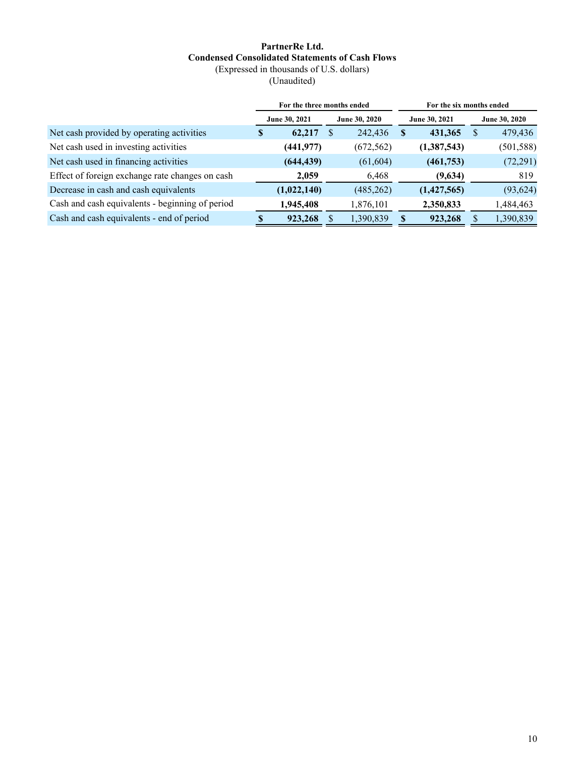**PartnerRe Ltd.**

**Condensed Consolidated Statements of Cash Flows**

(Expressed in thousands of U.S. dollars)

(Unaudited)

| | For the three months ended | | For the six months ended | |
|---|---|---|---|---|
| | **June 30, 2021** | **June 30, 2020** | **June 30, 2021** | **June 30, 2020** |
| Net cash provided by operating activities | **$ 62,217** | $ 242,436 | **$ 431,365** | $ 479,436 |
| Net cash used in investing activities | **(441,977)** | (672,562) | **(1,387,543)** | (501,588) |
| Net cash used in financing activities | **(644,439)** | (61,604) | **(461,753)** | (72,291) |
| Effect of foreign exchange rate changes on cash | **2,059** | 6,468 | **(9,634)** | 819 |
| Decrease in cash and cash equivalents | **(1,022,140)** | (485,262) | **(1,427,565)** | (93,624) |
| Cash and cash equivalents - beginning of period | **1,945,408** | 1,876,101 | **2,350,833** | 1,484,463 |
| Cash and cash equivalents - end of period | **$ 923,268** | $ 1,390,839 | **$ 923,268** | $ 1,390,839 |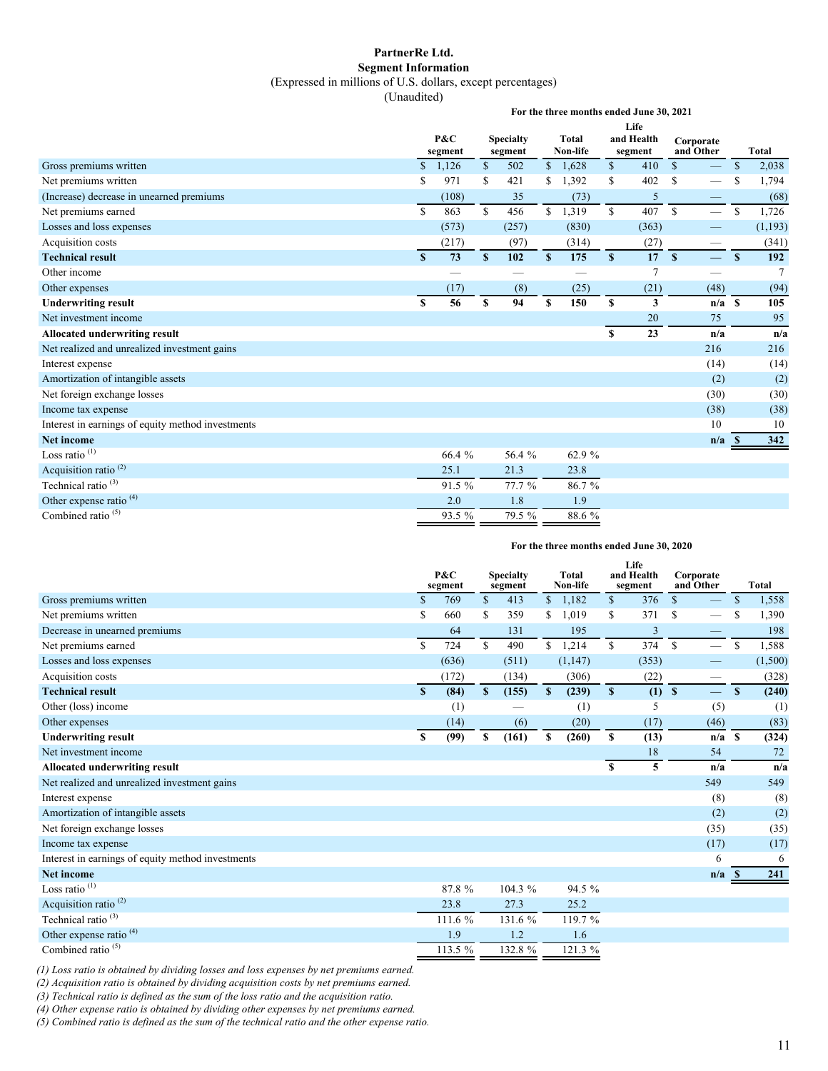**PartnerRe Ltd.**
**Segment Information**
(Expressed in millions of U.S. dollars, except percentages)
(Unaudited)

| | For the three months ended June 30, 2021 | | | | | |
|---|---|---|---|---|---|---|
| | P&C segment | Specialty segment | Total Non-life | Life and Health segment | Corporate and Other | Total |
| Gross premiums written | $ 1,126 | $ 502 | $ 1,628 | $ 410 | $ — | $ 2,038 |
| Net premiums written | $ 971 | $ 421 | $ 1,392 | $ 402 | $ — | $ 1,794 |
| (Increase) decrease in unearned premiums | (108) | 35 | (73) | 5 | — | (68) |
| Net premiums earned | $ 863 | $ 456 | $ 1,319 | $ 407 | $ — | $ 1,726 |
| Losses and loss expenses | (573) | (257) | (830) | (363) | — | (1,193) |
| Acquisition costs | (217) | (97) | (314) | (27) | — | (341) |
| **Technical result** | **$ 73** | **$ 102** | **$ 175** | **$ 17** | **$ —** | **$ 192** |
| Other income | — | — | — | 7 | — | 7 |
| Other expenses | (17) | (8) | (25) | (21) | (48) | (94) |
| **Underwriting result** | **$ 56** | **$ 94** | **$ 150** | **$ 3** | **n/a** | **$ 105** |
| Net investment income | | | | 20 | 75 | 95 |
| **Allocated underwriting result** | | | | **$ 23** | **n/a** | **n/a** |
| Net realized and unrealized investment gains | | | | | 216 | 216 |
| Interest expense | | | | | (14) | (14) |
| Amortization of intangible assets | | | | | (2) | (2) |
| Net foreign exchange losses | | | | | (30) | (30) |
| Income tax expense | | | | | (38) | (38) |
| Interest in earnings of equity method investments | | | | | 10 | 10 |
| **Net income** | | | | | **n/a** | **$ 342** |
| Loss ratio [(1)] | 66.4 % | 56.4 % | 62.9 % | | | |
| Acquisition ratio [(2)] | 25.1 | 21.3 | 23.8 | | | |
| Technical ratio [(3)] | 91.5 % | 77.7 % | 86.7 % | | | |
| Other expense ratio [(4)] | 2.0 | 1.8 | 1.9 | | | |
| Combined ratio [(5)] | 93.5 % | 79.5 % | 88.6 % | | | |

| | For the three months ended June 30, 2020 | | | | | |
|---|---|---|---|---|---|---|
| | P&C segment | Specialty segment | Total Non-life | Life and Health segment | Corporate and Other | Total |
| Gross premiums written | $ 769 | $ 413 | $ 1,182 | $ 376 | $ — | $ 1,558 |
| Net premiums written | $ 660 | $ 359 | $ 1,019 | $ 371 | $ — | $ 1,390 |
| Decrease in unearned premiums | 64 | 131 | 195 | 3 | — | 198 |
| Net premiums earned | $ 724 | $ 490 | $ 1,214 | $ 374 | $ — | $ 1,588 |
| Losses and loss expenses | (636) | (511) | (1,147) | (353) | — | (1,500) |
| Acquisition costs | (172) | (134) | (306) | (22) | — | (328) |
| **Technical result** | **$ (84)** | **$ (155)** | **$ (239)** | **$ (1)** | **$ —** | **$ (240)** |
| Other (loss) income | (1) | — | (1) | 5 | (5) | (1) |
| Other expenses | (14) | (6) | (20) | (17) | (46) | (83) |
| **Underwriting result** | **$ (99)** | **$ (161)** | **$ (260)** | **$ (13)** | **n/a** | **$ (324)** |
| Net investment income | | | | 18 | 54 | 72 |
| **Allocated underwriting result** | | | | **$ 5** | **n/a** | **n/a** |
| Net realized and unrealized investment gains | | | | | 549 | 549 |
| Interest expense | | | | | (8) | (8) |
| Amortization of intangible assets | | | | | (2) | (2) |
| Net foreign exchange losses | | | | | (35) | (35) |
| Income tax expense | | | | | (17) | (17) |
| Interest in earnings of equity method investments | | | | | 6 | 6 |
| **Net income** | | | | | **n/a** | **$ 241** |
| Loss ratio [(1)] | 87.8 % | 104.3 % | 94.5 % | | | |
| Acquisition ratio [(2)] | 23.8 | 27.3 | 25.2 | | | |
| Technical ratio [(3)] | 111.6 % | 131.6 % | 119.7 % | | | |
| Other expense ratio [(4)] | 1.9 | 1.2 | 1.6 | | | |
| Combined ratio [(5)] | 113.5 % | 132.8 % | 121.3 % | | | |

*(1) Loss ratio is obtained by dividing losses and loss expenses by net premiums earned.*
*(2) Acquisition ratio is obtained by dividing acquisition costs by net premiums earned.*
*(3) Technical ratio is defined as the sum of the loss ratio and the acquisition ratio.*
*(4) Other expense ratio is obtained by dividing other expenses by net premiums earned.*
*(5) Combined ratio is defined as the sum of the technical ratio and the other expense ratio.*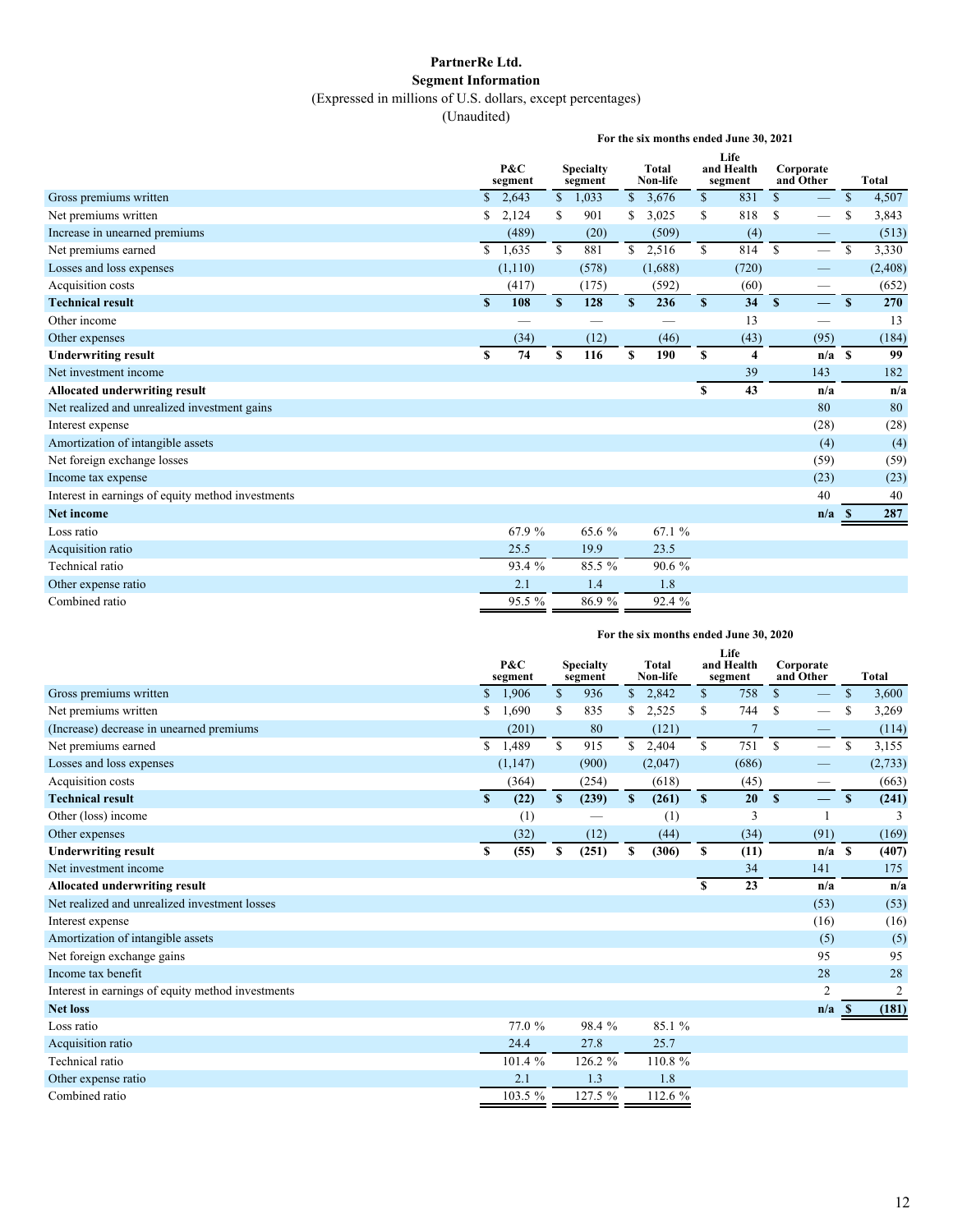# PartnerRe Ltd.

## Segment Information

(Expressed in millions of U.S. dollars, except percentages)

(Unaudited)

**For the six months ended June 30, 2021**

| | P&C segment | Specialty segment | Total Non-life | Life and Health segment | Corporate and Other | Total |
|---|---|---|---|---|---|---|
| Gross premiums written | $ 2,643 | $ 1,033 | $ 3,676 | $ 831 | $ — | $ 4,507 |
| Net premiums written | $ 2,124 | $ 901 | $ 3,025 | $ 818 | $ — | $ 3,843 |
| Increase in unearned premiums | (489) | (20) | (509) | (4) | — | (513) |
| Net premiums earned | $ 1,635 | $ 881 | $ 2,516 | $ 814 | $ — | $ 3,330 |
| Losses and loss expenses | (1,110) | (578) | (1,688) | (720) | — | (2,408) |
| Acquisition costs | (417) | (175) | (592) | (60) | — | (652) |
| **Technical result** | **$ 108** | **$ 128** | **$ 236** | **$ 34** | **$ —** | **$ 270** |
| Other income | — | — | — | 13 | — | 13 |
| Other expenses | (34) | (12) | (46) | (43) | (95) | (184) |
| **Underwriting result** | **$ 74** | **$ 116** | **$ 190** | **$ 4** | **n/a** | **$ 99** |
| Net investment income | | | | 39 | 143 | 182 |
| **Allocated underwriting result** | | | | **$ 43** | **n/a** | **n/a** |
| Net realized and unrealized investment gains | | | | | 80 | 80 |
| Interest expense | | | | | (28) | (28) |
| Amortization of intangible assets | | | | | (4) | (4) |
| Net foreign exchange losses | | | | | (59) | (59) |
| Income tax expense | | | | | (23) | (23) |
| Interest in earnings of equity method investments | | | | | 40 | 40 |
| **Net income** | | | | | **n/a** | **$ 287** |
| Loss ratio | 67.9 % | 65.6 % | 67.1 % | | | |
| Acquisition ratio | 25.5 | 19.9 | 23.5 | | | |
| Technical ratio | 93.4 % | 85.5 % | 90.6 % | | | |
| Other expense ratio | 2.1 | 1.4 | 1.8 | | | |
| Combined ratio | 95.5 % | 86.9 % | 92.4 % | | | |

**For the six months ended June 30, 2020**

| | P&C segment | Specialty segment | Total Non-life | Life and Health segment | Corporate and Other | Total |
|---|---|---|---|---|---|---|
| Gross premiums written | $ 1,906 | $ 936 | $ 2,842 | $ 758 | $ — | $ 3,600 |
| Net premiums written | $ 1,690 | $ 835 | $ 2,525 | $ 744 | $ — | $ 3,269 |
| (Increase) decrease in unearned premiums | (201) | 80 | (121) | 7 | — | (114) |
| Net premiums earned | $ 1,489 | $ 915 | $ 2,404 | $ 751 | $ — | $ 3,155 |
| Losses and loss expenses | (1,147) | (900) | (2,047) | (686) | — | (2,733) |
| Acquisition costs | (364) | (254) | (618) | (45) | — | (663) |
| **Technical result** | **$ (22)** | **$ (239)** | **$ (261)** | **$ 20** | **$ —** | **$ (241)** |
| Other (loss) income | (1) | — | (1) | 3 | 1 | 3 |
| Other expenses | (32) | (12) | (44) | (34) | (91) | (169) |
| **Underwriting result** | **$ (55)** | **$ (251)** | **$ (306)** | **$ (11)** | **n/a** | **$ (407)** |
| Net investment income | | | | 34 | 141 | 175 |
| **Allocated underwriting result** | | | | **$ 23** | **n/a** | **n/a** |
| Net realized and unrealized investment losses | | | | | (53) | (53) |
| Interest expense | | | | | (16) | (16) |
| Amortization of intangible assets | | | | | (5) | (5) |
| Net foreign exchange gains | | | | | 95 | 95 |
| Income tax benefit | | | | | 28 | 28 |
| Interest in earnings of equity method investments | | | | | 2 | 2 |
| **Net loss** | | | | | **n/a** | **$ (181)** |
| Loss ratio | 77.0 % | 98.4 % | 85.1 % | | | |
| Acquisition ratio | 24.4 | 27.8 | 25.7 | | | |
| Technical ratio | 101.4 % | 126.2 % | 110.8 % | | | |
| Other expense ratio | 2.1 | 1.3 | 1.8 | | | |
| Combined ratio | 103.5 % | 127.5 % | 112.6 % | | | |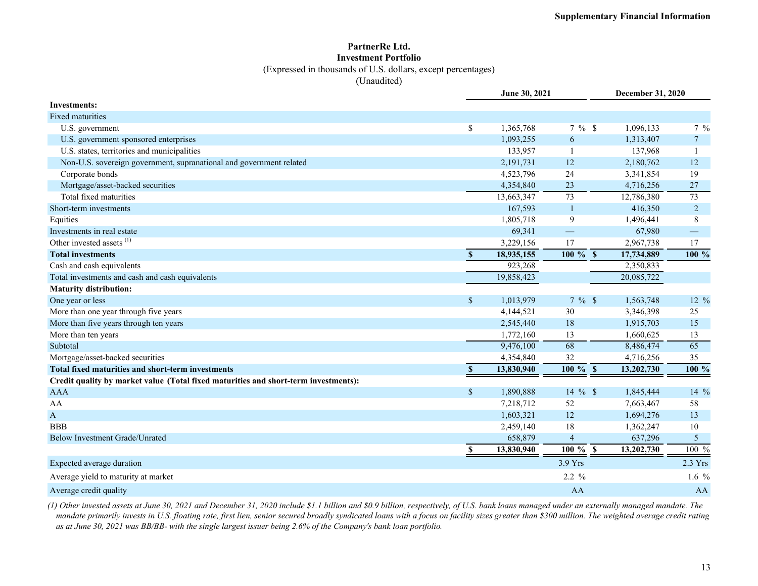**PartnerRe Ltd.**
**Investment Portfolio**
(Expressed in thousands of U.S. dollars, except percentages)
(Unaudited)

| | June 30, 2021 | | December 31, 2020 | |
|---|---|---|---|---|
| **Investments:** | | | | |
| Fixed maturities | | | | |
| U.S. government | $ 1,365,768 | 7 % | $ 1,096,133 | 7 % |
| U.S. government sponsored enterprises | 1,093,255 | 6 | 1,313,407 | 7 |
| U.S. states, territories and municipalities | 133,957 | 1 | 137,968 | 1 |
| Non-U.S. sovereign government, supranational and government related | 2,191,731 | 12 | 2,180,762 | 12 |
| Corporate bonds | 4,523,796 | 24 | 3,341,854 | 19 |
| Mortgage/asset-backed securities | 4,354,840 | 23 | 4,716,256 | 27 |
| Total fixed maturities | 13,663,347 | 73 | 12,786,380 | 73 |
| Short-term investments | 167,593 | 1 | 416,350 | 2 |
| Equities | 1,805,718 | 9 | 1,496,441 | 8 |
| Investments in real estate | 69,341 | — | 67,980 | — |
| Other invested assets [(1)] | 3,229,156 | 17 | 2,967,738 | 17 |
| **Total investments** | **$ 18,935,155** | **100 %** | **$ 17,734,889** | **100 %** |
| Cash and cash equivalents | 923,268 | | 2,350,833 | |
| Total investments and cash and cash equivalents | 19,858,423 | | 20,085,722 | |
| **Maturity distribution:** | | | | |
| One year or less | $ 1,013,979 | 7 % | $ 1,563,748 | 12 % |
| More than one year through five years | 4,144,521 | 30 | 3,346,398 | 25 |
| More than five years through ten years | 2,545,440 | 18 | 1,915,703 | 15 |
| More than ten years | 1,772,160 | 13 | 1,660,625 | 13 |
| Subtotal | 9,476,100 | 68 | 8,486,474 | 65 |
| Mortgage/asset-backed securities | 4,354,840 | 32 | 4,716,256 | 35 |
| **Total fixed maturities and short-term investments** | **$ 13,830,940** | **100 %** | **$ 13,202,730** | **100 %** |
| **Credit quality by market value (Total fixed maturities and short-term investments):** | | | | |
| AAA | $ 1,890,888 | 14 % | $ 1,845,444 | 14 % |
| AA | 7,218,712 | 52 | 7,663,467 | 58 |
| A | 1,603,321 | 12 | 1,694,276 | 13 |
| BBB | 2,459,140 | 18 | 1,362,247 | 10 |
| Below Investment Grade/Unrated | 658,879 | 4 | 637,296 | 5 |
| | **$ 13,830,940** | **100 %** | **$ 13,202,730** | 100 % |
| Expected average duration | | 3.9 Yrs | | 2.3 Yrs |
| Average yield to maturity at market | | 2.2 % | | 1.6 % |
| Average credit quality | | AA | | AA |

*(1) Other invested assets at June 30, 2021 and December 31, 2020 include $1.1 billion and $0.9 billion, respectively, of U.S. bank loans managed under an externally managed mandate. The mandate primarily invests in U.S. floating rate, first lien, senior secured broadly syndicated loans with a focus on facility sizes greater than $300 million. The weighted average credit rating as at June 30, 2021 was BB/BB- with the single largest issuer being 2.6% of the Company's bank loan portfolio.*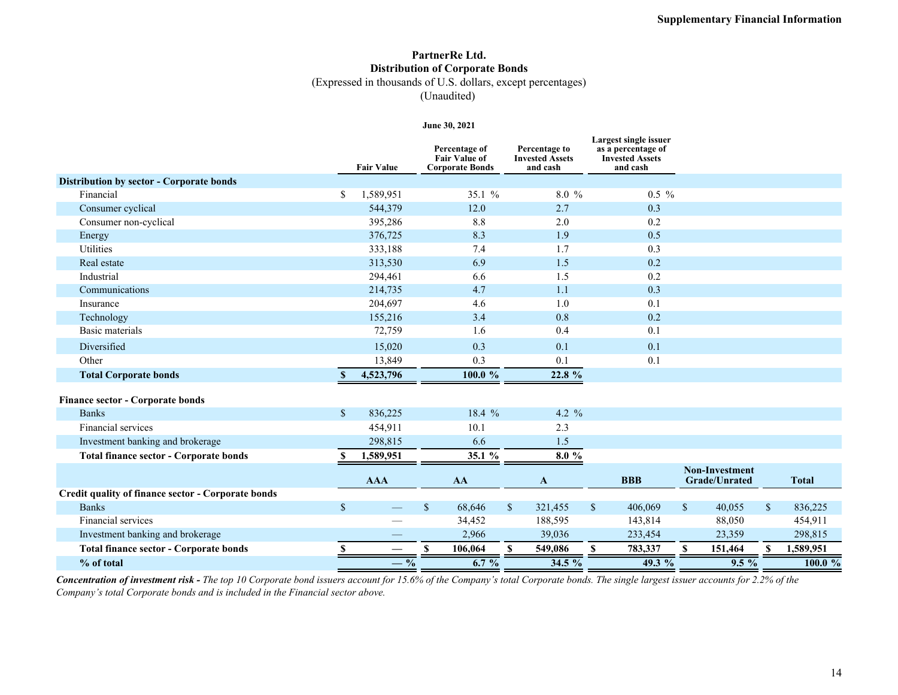# PartnerRe Ltd.
## Distribution of Corporate Bonds
(Expressed in thousands of U.S. dollars, except percentages)
(Unaudited)

| | June 30, 2021 | | | |
|---|---|---|---|---|
| | Fair Value | Percentage of Fair Value of Corporate Bonds | Percentage to Invested Assets and cash | Largest single issuer as a percentage of Invested Assets and cash |
| **Distribution by sector - Corporate bonds** | | | | |
| Financial | $ 1,589,951 | 35.1 % | 8.0 % | 0.5 % |
| Consumer cyclical | 544,379 | 12.0 | 2.7 | 0.3 |
| Consumer non-cyclical | 395,286 | 8.8 | 2.0 | 0.2 |
| Energy | 376,725 | 8.3 | 1.9 | 0.5 |
| Utilities | 333,188 | 7.4 | 1.7 | 0.3 |
| Real estate | 313,530 | 6.9 | 1.5 | 0.2 |
| Industrial | 294,461 | 6.6 | 1.5 | 0.2 |
| Communications | 214,735 | 4.7 | 1.1 | 0.3 |
| Insurance | 204,697 | 4.6 | 1.0 | 0.1 |
| Technology | 155,216 | 3.4 | 0.8 | 0.2 |
| Basic materials | 72,759 | 1.6 | 0.4 | 0.1 |
| Diversified | 15,020 | 0.3 | 0.1 | 0.1 |
| Other | 13,849 | 0.3 | 0.1 | 0.1 |
| **Total Corporate bonds** | **$ 4,523,796** | **100.0 %** | **22.8 %** | |
| **Finance sector - Corporate bonds** | | | | |
| Banks | $ 836,225 | 18.4 % | 4.2 % | |
| Financial services | 454,911 | 10.1 | 2.3 | |
| Investment banking and brokerage | 298,815 | 6.6 | 1.5 | |
| **Total finance sector - Corporate bonds** | **$ 1,589,951** | **35.1 %** | **8.0 %** | |

| | AAA | AA | A | BBB | Non-Investment Grade/Unrated | Total |
|---|---|---|---|---|---|---|
| **Credit quality of finance sector - Corporate bonds** | | | | | | |
| Banks | $ — | $ 68,646 | $ 321,455 | $ 406,069 | $ 40,055 | $ 836,225 |
| Financial services | — | 34,452 | 188,595 | 143,814 | 88,050 | 454,911 |
| Investment banking and brokerage | — | 2,966 | 39,036 | 233,454 | 23,359 | 298,815 |
| **Total finance sector - Corporate bonds** | **$ —** | **$ 106,064** | **$ 549,086** | **$ 783,337** | **$ 151,464** | **$ 1,589,951** |
| **% of total** | **— %** | **6.7 %** | **34.5 %** | **49.3 %** | **9.5 %** | **100.0 %** |

***Concentration of investment risk -*** *The top 10 Corporate bond issuers account for 15.6% of the Company's total Corporate bonds. The single largest issuer accounts for 2.2% of the Company's total Corporate bonds and is included in the Financial sector above.*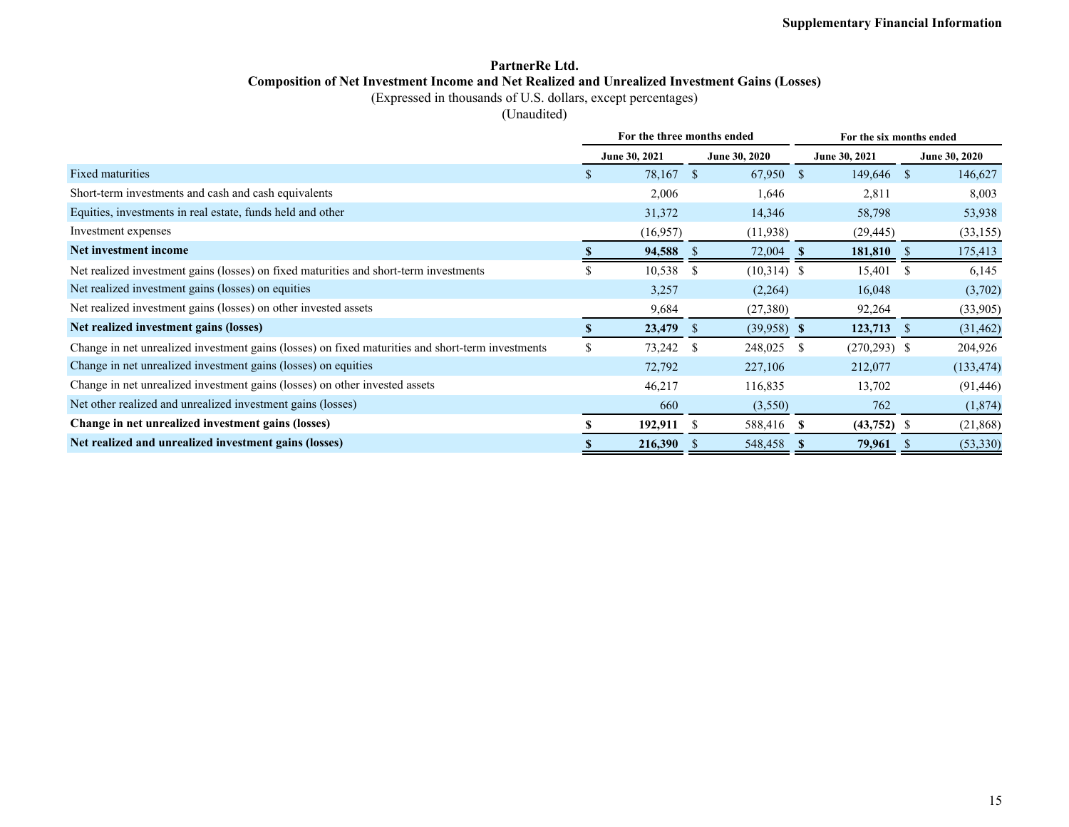**PartnerRe Ltd.**
**Composition of Net Investment Income and Net Realized and Unrealized Investment Gains (Losses)**
(Expressed in thousands of U.S. dollars, except percentages)
(Unaudited)

| | For the three months ended | | For the six months ended | |
|---|---|---|---|---|
| | June 30, 2021 | June 30, 2020 | June 30, 2021 | June 30, 2020 |
| Fixed maturities | $ 78,167 | $ 67,950 | $ 149,646 | $ 146,627 |
| Short-term investments and cash and cash equivalents | 2,006 | 1,646 | 2,811 | 8,003 |
| Equities, investments in real estate, funds held and other | 31,372 | 14,346 | 58,798 | 53,938 |
| Investment expenses | (16,957) | (11,938) | (29,445) | (33,155) |
| **Net investment income** | **$ 94,588** | $ 72,004 | **$ 181,810** | $ 175,413 |
| Net realized investment gains (losses) on fixed maturities and short-term investments | $ 10,538 | $ (10,314) | $ 15,401 | $ 6,145 |
| Net realized investment gains (losses) on equities | 3,257 | (2,264) | 16,048 | (3,702) |
| Net realized investment gains (losses) on other invested assets | 9,684 | (27,380) | 92,264 | (33,905) |
| **Net realized investment gains (losses)** | **$ 23,479** | $ (39,958) | **$ 123,713** | $ (31,462) |
| Change in net unrealized investment gains (losses) on fixed maturities and short-term investments | $ 73,242 | $ 248,025 | $ (270,293) | $ 204,926 |
| Change in net unrealized investment gains (losses) on equities | 72,792 | 227,106 | 212,077 | (133,474) |
| Change in net unrealized investment gains (losses) on other invested assets | 46,217 | 116,835 | 13,702 | (91,446) |
| Net other realized and unrealized investment gains (losses) | 660 | (3,550) | 762 | (1,874) |
| **Change in net unrealized investment gains (losses)** | **$ 192,911** | $ 588,416 | **$ (43,752)** | $ (21,868) |
| **Net realized and unrealized investment gains (losses)** | **$ 216,390** | $ 548,458 | **$ 79,961** | $ (53,330) |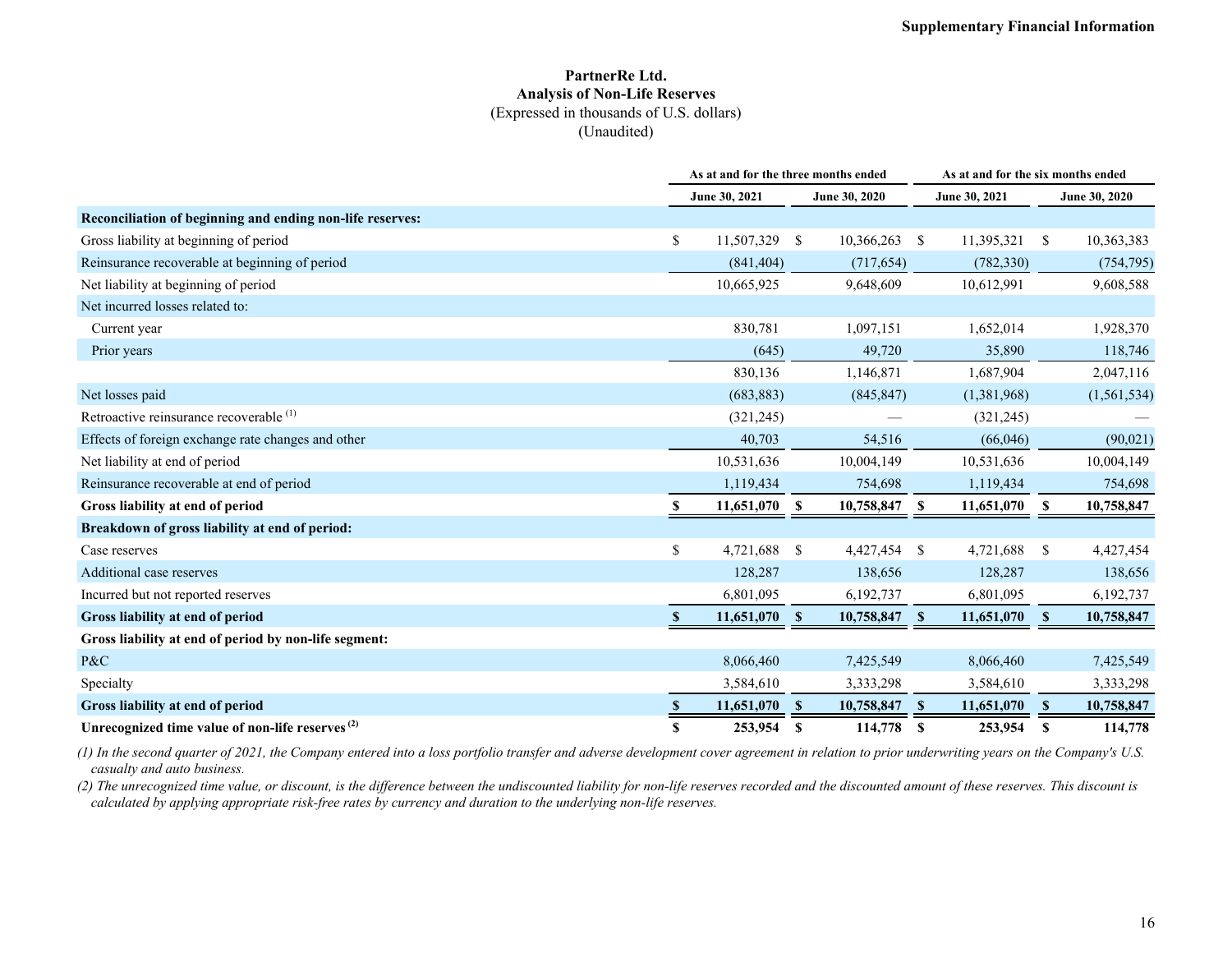**Supplementary Financial Information**

# PartnerRe Ltd.
## Analysis of Non-Life Reserves
(Expressed in thousands of U.S. dollars)
(Unaudited)

| | As at and for the three months ended | | As at and for the six months ended | |
|---|---|---|---|---|
| | June 30, 2021 | June 30, 2020 | June 30, 2021 | June 30, 2020 |
| **Reconciliation of beginning and ending non-life reserves:** | | | | |
| Gross liability at beginning of period | $ 11,507,329 | $ 10,366,263 | $ 11,395,321 | $ 10,363,383 |
| Reinsurance recoverable at beginning of period | (841,404) | (717,654) | (782,330) | (754,795) |
| Net liability at beginning of period | 10,665,925 | 9,648,609 | 10,612,991 | 9,608,588 |
| Net incurred losses related to: | | | | |
| Current year | 830,781 | 1,097,151 | 1,652,014 | 1,928,370 |
| Prior years | (645) | 49,720 | 35,890 | 118,746 |
| | 830,136 | 1,146,871 | 1,687,904 | 2,047,116 |
| Net losses paid | (683,883) | (845,847) | (1,381,968) | (1,561,534) |
| Retroactive reinsurance recoverable [1] | (321,245) | — | (321,245) | — |
| Effects of foreign exchange rate changes and other | 40,703 | 54,516 | (66,046) | (90,021) |
| Net liability at end of period | 10,531,636 | 10,004,149 | 10,531,636 | 10,004,149 |
| Reinsurance recoverable at end of period | 1,119,434 | 754,698 | 1,119,434 | 754,698 |
| **Gross liability at end of period** | **$ 11,651,070** | **$ 10,758,847** | **$ 11,651,070** | **$ 10,758,847** |
| **Breakdown of gross liability at end of period:** | | | | |
| Case reserves | $ 4,721,688 | $ 4,427,454 | $ 4,721,688 | $ 4,427,454 |
| Additional case reserves | 128,287 | 138,656 | 128,287 | 138,656 |
| Incurred but not reported reserves | 6,801,095 | 6,192,737 | 6,801,095 | 6,192,737 |
| **Gross liability at end of period** | **$ 11,651,070** | **$ 10,758,847** | **$ 11,651,070** | **$ 10,758,847** |
| **Gross liability at end of period by non-life segment:** | | | | |
| P&C | 8,066,460 | 7,425,549 | 8,066,460 | 7,425,549 |
| Specialty | 3,584,610 | 3,333,298 | 3,584,610 | 3,333,298 |
| **Gross liability at end of period** | **$ 11,651,070** | **$ 10,758,847** | **$ 11,651,070** | **$ 10,758,847** |
| **Unrecognized time value of non-life reserves [2]** | **$ 253,954** | **$ 114,778** | **$ 253,954** | **$ 114,778** |

*(1) In the second quarter of 2021, the Company entered into a loss portfolio transfer and adverse development cover agreement in relation to prior underwriting years on the Company's U.S. casualty and auto business.*

*(2) The unrecognized time value, or discount, is the difference between the undiscounted liability for non-life reserves recorded and the discounted amount of these reserves. This discount is calculated by applying appropriate risk-free rates by currency and duration to the underlying non-life reserves.*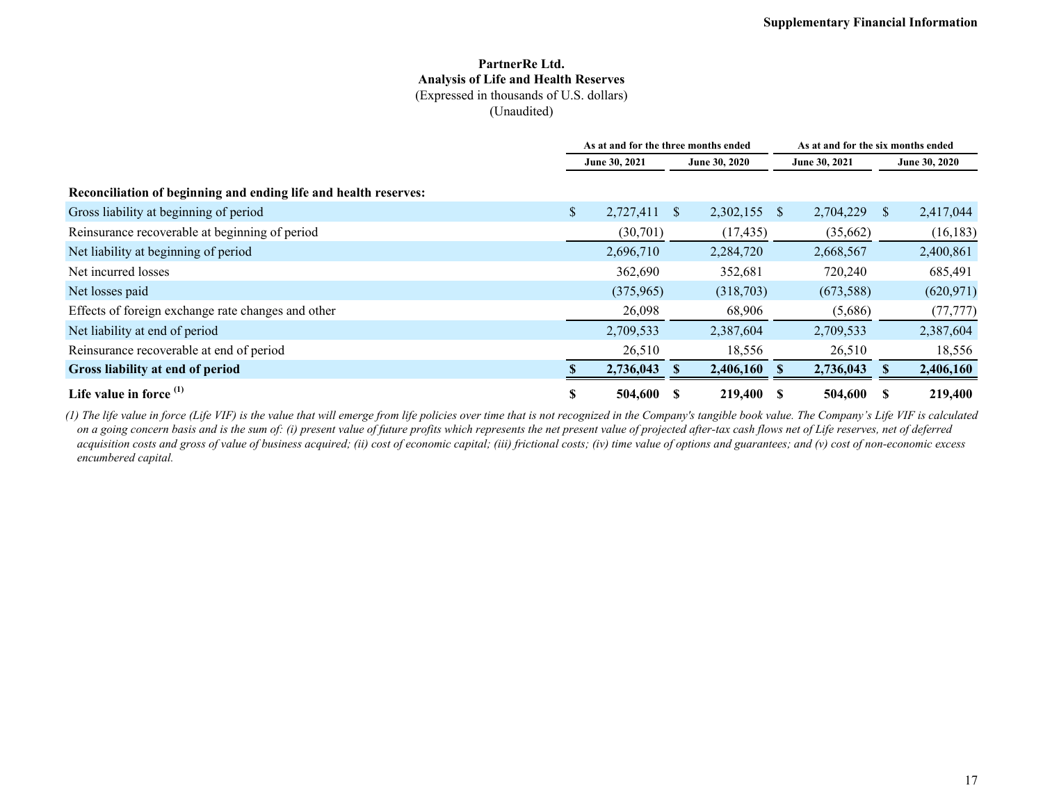**PartnerRe Ltd.**
**Analysis of Life and Health Reserves**
(Expressed in thousands of U.S. dollars)
(Unaudited)

| | As at and for the three months ended | | As at and for the six months ended | |
|---|---|---|---|---|
| | June 30, 2021 | June 30, 2020 | June 30, 2021 | June 30, 2020 |
| **Reconciliation of beginning and ending life and health reserves:** | | | | |
| Gross liability at beginning of period | $ 2,727,411 | $ 2,302,155 | $ 2,704,229 | $ 2,417,044 |
| Reinsurance recoverable at beginning of period | (30,701) | (17,435) | (35,662) | (16,183) |
| Net liability at beginning of period | 2,696,710 | 2,284,720 | 2,668,567 | 2,400,861 |
| Net incurred losses | 362,690 | 352,681 | 720,240 | 685,491 |
| Net losses paid | (375,965) | (318,703) | (673,588) | (620,971) |
| Effects of foreign exchange rate changes and other | 26,098 | 68,906 | (5,686) | (77,777) |
| Net liability at end of period | 2,709,533 | 2,387,604 | 2,709,533 | 2,387,604 |
| Reinsurance recoverable at end of period | 26,510 | 18,556 | 26,510 | 18,556 |
| **Gross liability at end of period** | **$ 2,736,043** | **$ 2,406,160** | **$ 2,736,043** | **$ 2,406,160** |
| **Life value in force [(1)]** | **$ 504,600** | **$ 219,400** | **$ 504,600** | **$ 219,400** |

*(1) The life value in force (Life VIF) is the value that will emerge from life policies over time that is not recognized in the Company's tangible book value. The Company's Life VIF is calculated on a going concern basis and is the sum of: (i) present value of future profits which represents the net present value of projected after-tax cash flows net of Life reserves, net of deferred acquisition costs and gross of value of business acquired; (ii) cost of economic capital; (iii) frictional costs; (iv) time value of options and guarantees; and (v) cost of non-economic excess encumbered capital.*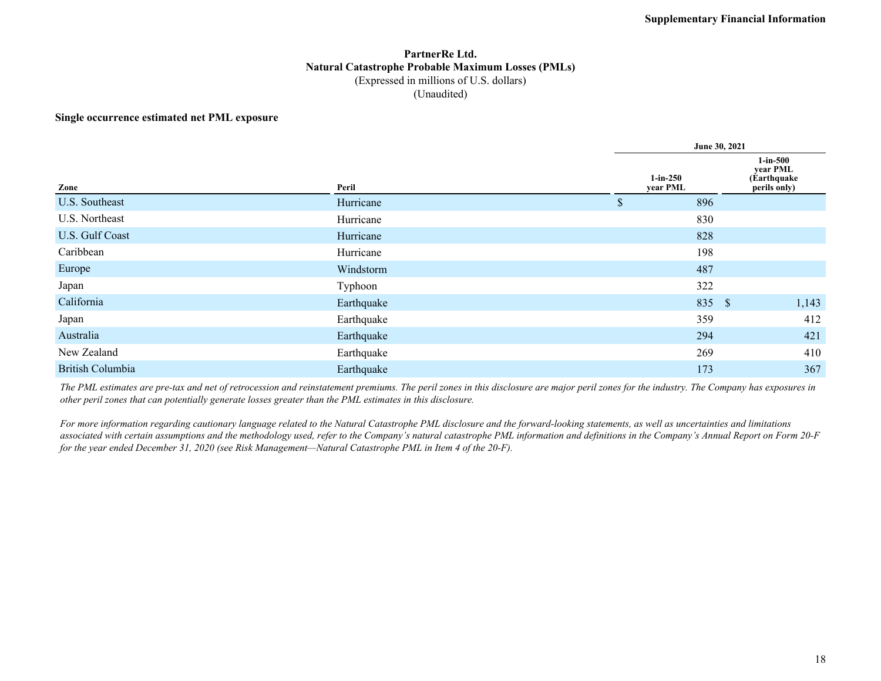# PartnerRe Ltd.

## Natural Catastrophe Probable Maximum Losses (PMLs)

(Expressed in millions of U.S. dollars)

(Unaudited)

**Single occurrence estimated net PML exposure**

| | | June 30, 2021 | |
|---|---|---|---|
| **Zone** | **Peril** | **1-in-250 year PML** | **1-in-500 year PML (Earthquake perils only)** |
| U.S. Southeast | Hurricane | $ 896 | |
| U.S. Northeast | Hurricane | 830 | |
| U.S. Gulf Coast | Hurricane | 828 | |
| Caribbean | Hurricane | 198 | |
| Europe | Windstorm | 487 | |
| Japan | Typhoon | 322 | |
| California | Earthquake | 835 | $ 1,143 |
| Japan | Earthquake | 359 | 412 |
| Australia | Earthquake | 294 | 421 |
| New Zealand | Earthquake | 269 | 410 |
| British Columbia | Earthquake | 173 | 367 |

*The PML estimates are pre-tax and net of retrocession and reinstatement premiums. The peril zones in this disclosure are major peril zones for the industry. The Company has exposures in other peril zones that can potentially generate losses greater than the PML estimates in this disclosure.*

*For more information regarding cautionary language related to the Natural Catastrophe PML disclosure and the forward-looking statements, as well as uncertainties and limitations associated with certain assumptions and the methodology used, refer to the Company's natural catastrophe PML information and definitions in the Company's Annual Report on Form 20-F for the year ended December 31, 2020 (see Risk Management—Natural Catastrophe PML in Item 4 of the 20-F).*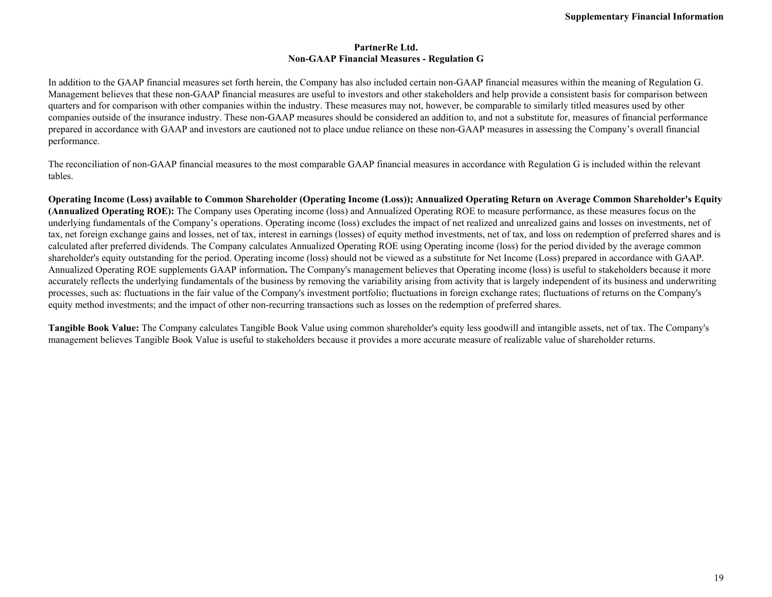# PartnerRe Ltd.
## Non-GAAP Financial Measures - Regulation G

In addition to the GAAP financial measures set forth herein, the Company has also included certain non-GAAP financial measures within the meaning of Regulation G. Management believes that these non-GAAP financial measures are useful to investors and other stakeholders and help provide a consistent basis for comparison between quarters and for comparison with other companies within the industry. These measures may not, however, be comparable to similarly titled measures used by other companies outside of the insurance industry. These non-GAAP measures should be considered an addition to, and not a substitute for, measures of financial performance prepared in accordance with GAAP and investors are cautioned not to place undue reliance on these non-GAAP measures in assessing the Company's overall financial performance.

The reconciliation of non-GAAP financial measures to the most comparable GAAP financial measures in accordance with Regulation G is included within the relevant tables.

**Operating Income (Loss) available to Common Shareholder (Operating Income (Loss)); Annualized Operating Return on Average Common Shareholder's Equity (Annualized Operating ROE):** The Company uses Operating income (loss) and Annualized Operating ROE to measure performance, as these measures focus on the underlying fundamentals of the Company's operations. Operating income (loss) excludes the impact of net realized and unrealized gains and losses on investments, net of tax, net foreign exchange gains and losses, net of tax, interest in earnings (losses) of equity method investments, net of tax, and loss on redemption of preferred shares and is calculated after preferred dividends. The Company calculates Annualized Operating ROE using Operating income (loss) for the period divided by the average common shareholder's equity outstanding for the period. Operating income (loss) should not be viewed as a substitute for Net Income (Loss) prepared in accordance with GAAP. Annualized Operating ROE supplements GAAP information**.** The Company's management believes that Operating income (loss) is useful to stakeholders because it more accurately reflects the underlying fundamentals of the business by removing the variability arising from activity that is largely independent of its business and underwriting processes, such as: fluctuations in the fair value of the Company's investment portfolio; fluctuations in foreign exchange rates; fluctuations of returns on the Company's equity method investments; and the impact of other non-recurring transactions such as losses on the redemption of preferred shares.

**Tangible Book Value:** The Company calculates Tangible Book Value using common shareholder's equity less goodwill and intangible assets, net of tax. The Company's management believes Tangible Book Value is useful to stakeholders because it provides a more accurate measure of realizable value of shareholder returns.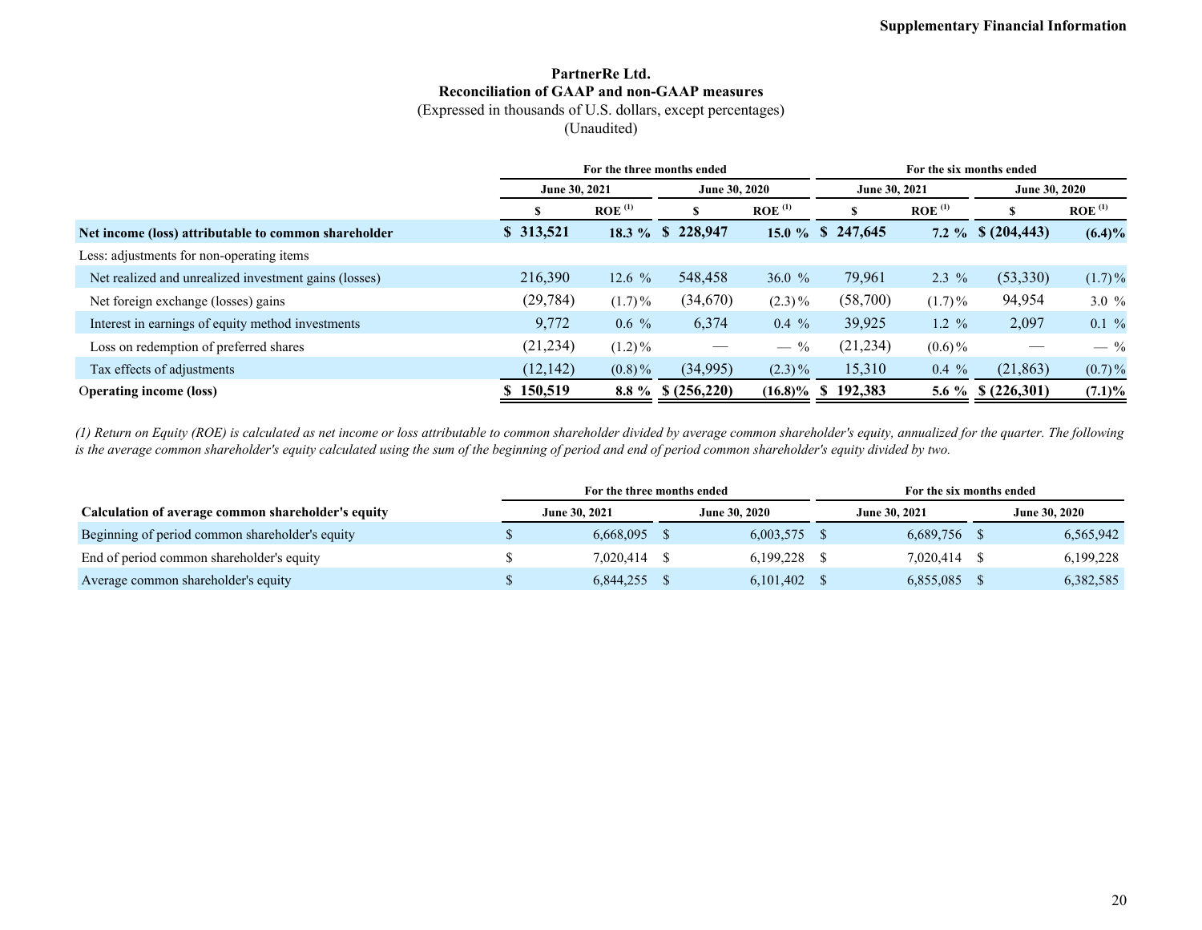**Supplementary Financial Information**

## PartnerRe Ltd.
## Reconciliation of GAAP and non-GAAP measures
(Expressed in thousands of U.S. dollars, except percentages)
(Unaudited)

| | For the three months ended | | | | For the six months ended | | | |
|---|---|---|---|---|---|---|---|---|
| | June 30, 2021 | | June 30, 2020 | | June 30, 2021 | | June 30, 2020 | |
| | $ | ROE [(1)] | $ | ROE [(1)] | $ | ROE [(1)] | $ | ROE [(1)] |
| **Net income (loss) attributable to common shareholder** | **$ 313,521** | **18.3 %** | **$ 228,947** | **15.0 %** | **$ 247,645** | **7.2 %** | **$ (204,443)** | **(6.4)%** |
| Less: adjustments for non-operating items | | | | | | | | |
| Net realized and unrealized investment gains (losses) | 216,390 | 12.6 % | 548,458 | 36.0 % | 79,961 | 2.3 % | (53,330) | (1.7)% |
| Net foreign exchange (losses) gains | (29,784) | (1.7)% | (34,670) | (2.3)% | (58,700) | (1.7)% | 94,954 | 3.0 % |
| Interest in earnings of equity method investments | 9,772 | 0.6 % | 6,374 | 0.4 % | 39,925 | 1.2 % | 2,097 | 0.1 % |
| Loss on redemption of preferred shares | (21,234) | (1.2)% | — | — % | (21,234) | (0.6)% | — | — % |
| Tax effects of adjustments | (12,142) | (0.8)% | (34,995) | (2.3)% | 15,310 | 0.4 % | (21,863) | (0.7)% |
| **Operating income (loss)** | **$ 150,519** | **8.8 %** | **$ (256,220)** | **(16.8)%** | **$ 192,383** | **5.6 %** | **$ (226,301)** | **(7.1)%** |

*(1) Return on Equity (ROE) is calculated as net income or loss attributable to common shareholder divided by average common shareholder's equity, annualized for the quarter. The following is the average common shareholder's equity calculated using the sum of the beginning of period and end of period common shareholder's equity divided by two.*

| | For the three months ended | | For the six months ended | |
|---|---|---|---|---|
| **Calculation of average common shareholder's equity** | June 30, 2021 | June 30, 2020 | June 30, 2021 | June 30, 2020 |
| Beginning of period common shareholder's equity | $ 6,668,095 | $ 6,003,575 | $ 6,689,756 | $ 6,565,942 |
| End of period common shareholder's equity | $ 7,020,414 | $ 6,199,228 | $ 7,020,414 | $ 6,199,228 |
| Average common shareholder's equity | $ 6,844,255 | $ 6,101,402 | $ 6,855,085 | $ 6,382,585 |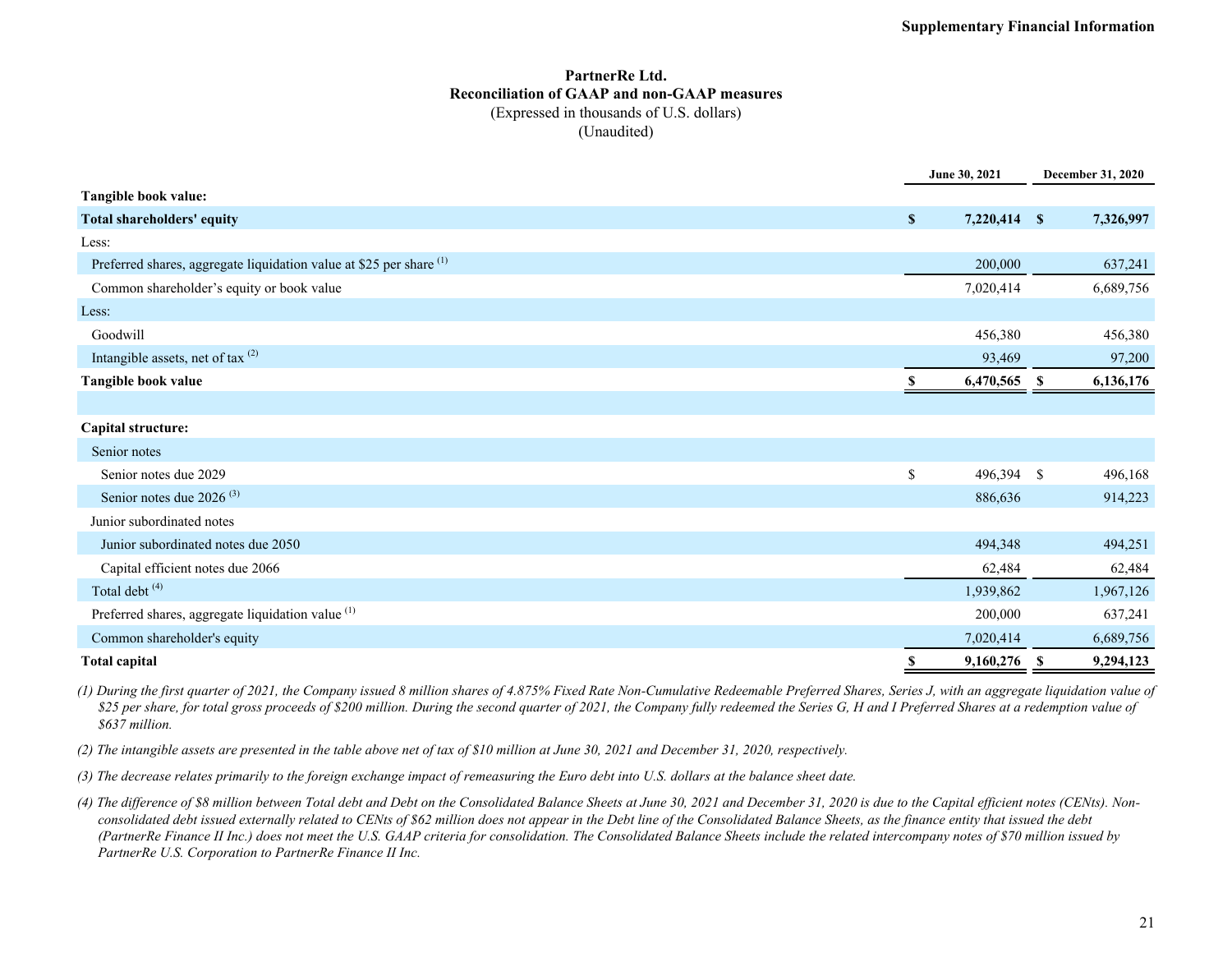**Supplementary Financial Information**

# PartnerRe Ltd.
## Reconciliation of GAAP and non-GAAP measures
(Expressed in thousands of U.S. dollars)
(Unaudited)

| | June 30, 2021 | December 31, 2020 |
|---|---|---|
| **Tangible book value:** | | |
| **Total shareholders' equity** | **$ 7,220,414** | **$ 7,326,997** |
| Less: | | |
| Preferred shares, aggregate liquidation value at $25 per share [(1)] | 200,000 | 637,241 |
| Common shareholder's equity or book value | 7,020,414 | 6,689,756 |
| Less: | | |
| Goodwill | 456,380 | 456,380 |
| Intangible assets, net of tax [(2)] | 93,469 | 97,200 |
| **Tangible book value** | **$ 6,470,565** | **$ 6,136,176** |
| | | |
| **Capital structure:** | | |
| Senior notes | | |
| Senior notes due 2029 | $ 496,394 | $ 496,168 |
| Senior notes due 2026 [(3)] | 886,636 | 914,223 |
| Junior subordinated notes | | |
| Junior subordinated notes due 2050 | 494,348 | 494,251 |
| Capital efficient notes due 2066 | 62,484 | 62,484 |
| Total debt [(4)] | 1,939,862 | 1,967,126 |
| Preferred shares, aggregate liquidation value [(1)] | 200,000 | 637,241 |
| Common shareholder's equity | 7,020,414 | 6,689,756 |
| **Total capital** | **$ 9,160,276** | **$ 9,294,123** |

*(1) During the first quarter of 2021, the Company issued 8 million shares of 4.875% Fixed Rate Non-Cumulative Redeemable Preferred Shares, Series J, with an aggregate liquidation value of $25 per share, for total gross proceeds of $200 million. During the second quarter of 2021, the Company fully redeemed the Series G, H and I Preferred Shares at a redemption value of $637 million.*

*(2) The intangible assets are presented in the table above net of tax of $10 million at June 30, 2021 and December 31, 2020, respectively.*

*(3) The decrease relates primarily to the foreign exchange impact of remeasuring the Euro debt into U.S. dollars at the balance sheet date.*

*(4) The difference of $8 million between Total debt and Debt on the Consolidated Balance Sheets at June 30, 2021 and December 31, 2020 is due to the Capital efficient notes (CENts). Non-consolidated debt issued externally related to CENts of $62 million does not appear in the Debt line of the Consolidated Balance Sheets, as the finance entity that issued the debt (PartnerRe Finance II Inc.) does not meet the U.S. GAAP criteria for consolidation. The Consolidated Balance Sheets include the related intercompany notes of $70 million issued by PartnerRe U.S. Corporation to PartnerRe Finance II Inc.*